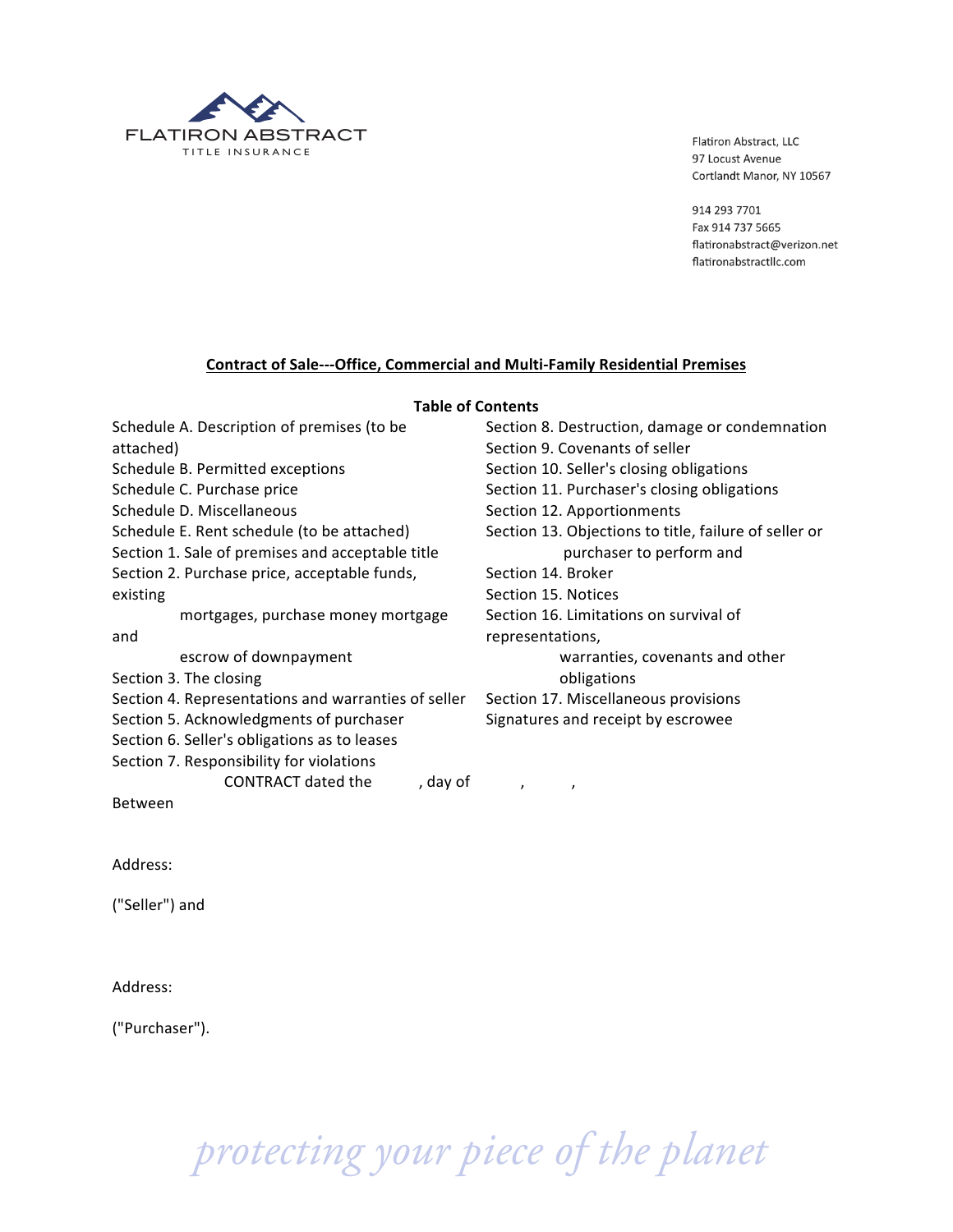FLATIRON ABSTRACT
TITLE INSURANCE

Flatiron Abstract, LLC
97 Locust Avenue
Cortlandt Manor, NY 10567

914 293 7701
Fax 914 737 5665
flatironabstract@verizon.net
flatironabstractllc.com

## Contract of Sale---Office, Commercial and Multi-Family Residential Premises

**Table of Contents**

Schedule A. Description of premises (to be attached)
Schedule B. Permitted exceptions
Schedule C. Purchase price
Schedule D. Miscellaneous
Schedule E. Rent schedule (to be attached)
Section 1. Sale of premises and acceptable title
Section 2. Purchase price, acceptable funds, existing mortgages, purchase money mortgage and escrow of downpayment
Section 3. The closing
Section 4. Representations and warranties of seller
Section 5. Acknowledgments of purchaser
Section 6. Seller's obligations as to leases
Section 7. Responsibility for violations
Section 8. Destruction, damage or condemnation
Section 9. Covenants of seller
Section 10. Seller's closing obligations
Section 11. Purchaser's closing obligations
Section 12. Apportionments
Section 13. Objections to title, failure of seller or purchaser to perform and
Section 14. Broker
Section 15. Notices
Section 16. Limitations on survival of representations, warranties, covenants and other obligations
Section 17. Miscellaneous provisions
Signatures and receipt by escrowee

CONTRACT dated the , day of , ,

Between

Address:

("Seller") and

Address:

("Purchaser").

*protecting your piece of the planet*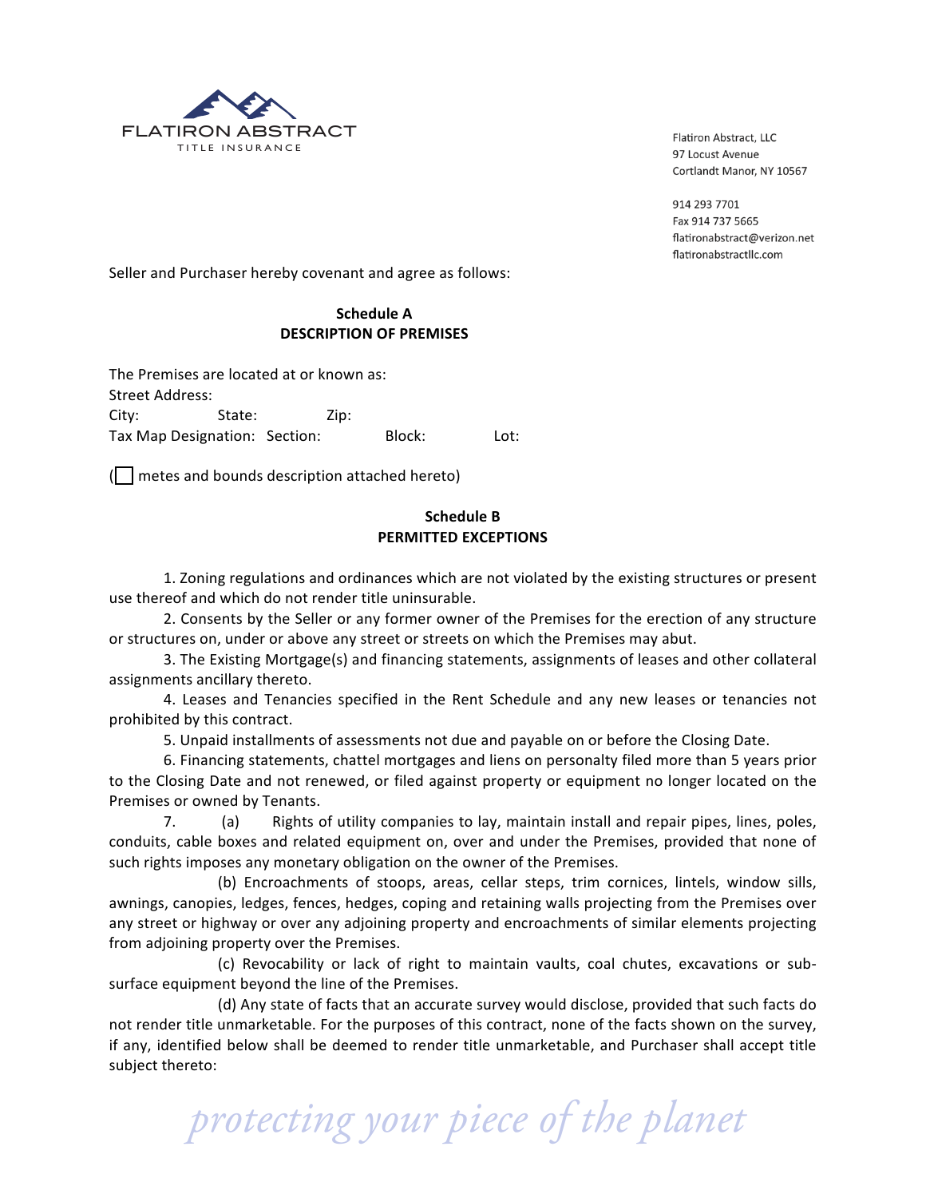Seller and Purchaser hereby covenant and agree as follows:

**Schedule A**
**DESCRIPTION OF PREMISES**

The Premises are located at or known as:
Street Address:
City: State: Zip:
Tax Map Designation: Section: Block: Lot:

(☐ metes and bounds description attached hereto)

**Schedule B**
**PERMITTED EXCEPTIONS**

1. Zoning regulations and ordinances which are not violated by the existing structures or present use thereof and which do not render title uninsurable.

2. Consents by the Seller or any former owner of the Premises for the erection of any structure or structures on, under or above any street or streets on which the Premises may abut.

3. The Existing Mortgage(s) and financing statements, assignments of leases and other collateral assignments ancillary thereto.

4. Leases and Tenancies specified in the Rent Schedule and any new leases or tenancies not prohibited by this contract.

5. Unpaid installments of assessments not due and payable on or before the Closing Date.

6. Financing statements, chattel mortgages and liens on personalty filed more than 5 years prior to the Closing Date and not renewed, or filed against property or equipment no longer located on the Premises or owned by Tenants.

7. (a) Rights of utility companies to lay, maintain install and repair pipes, lines, poles, conduits, cable boxes and related equipment on, over and under the Premises, provided that none of such rights imposes any monetary obligation on the owner of the Premises.

(b) Encroachments of stoops, areas, cellar steps, trim cornices, lintels, window sills, awnings, canopies, ledges, fences, hedges, coping and retaining walls projecting from the Premises over any street or highway or over any adjoining property and encroachments of similar elements projecting from adjoining property over the Premises.

(c) Revocability or lack of right to maintain vaults, coal chutes, excavations or sub-surface equipment beyond the line of the Premises.

(d) Any state of facts that an accurate survey would disclose, provided that such facts do not render title unmarketable. For the purposes of this contract, none of the facts shown on the survey, if any, identified below shall be deemed to render title unmarketable, and Purchaser shall accept title subject thereto: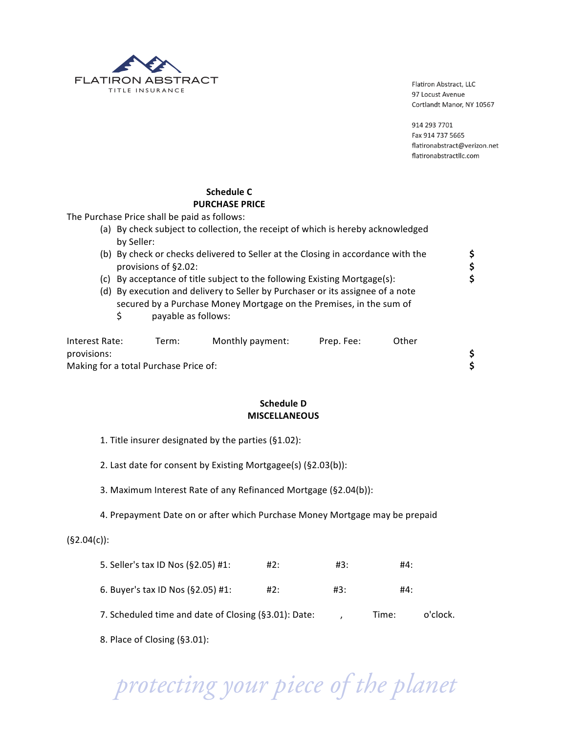Flatiron Abstract, LLC
97 Locust Avenue
Cortlandt Manor, NY 10567

914 293 7701
Fax 914 737 5665
flatironabstract@verizon.net
flatironabstractllc.com

## Schedule C
## PURCHASE PRICE

The Purchase Price shall be paid as follows:

(a) By check subject to collection, the receipt of which is hereby acknowledged by Seller: **$**

(b) By check or checks delivered to Seller at the Closing in accordance with the provisions of §2.02: **$**

(c) By acceptance of title subject to the following Existing Mortgage(s): **$**

(d) By execution and delivery to Seller by Purchaser or its assignee of a note secured by a Purchase Money Mortgage on the Premises, in the sum of $ payable as follows:

Interest Rate: Term: Monthly payment: Prep. Fee: Other provisions: **$**

Making for a total Purchase Price of: **$**

## Schedule D
## MISCELLANEOUS

1. Title insurer designated by the parties (§1.02):

2. Last date for consent by Existing Mortgagee(s) (§2.03(b)):

3. Maximum Interest Rate of any Refinanced Mortgage (§2.04(b)):

4. Prepayment Date on or after which Purchase Money Mortgage may be prepaid (§2.04(c)):

5. Seller's tax ID Nos (§2.05) #1: #2: #3: #4:

6. Buyer's tax ID Nos (§2.05) #1: #2: #3: #4:

7. Scheduled time and date of Closing (§3.01): Date: , Time: o'clock.

8. Place of Closing (§3.01):

*protecting your piece of the planet*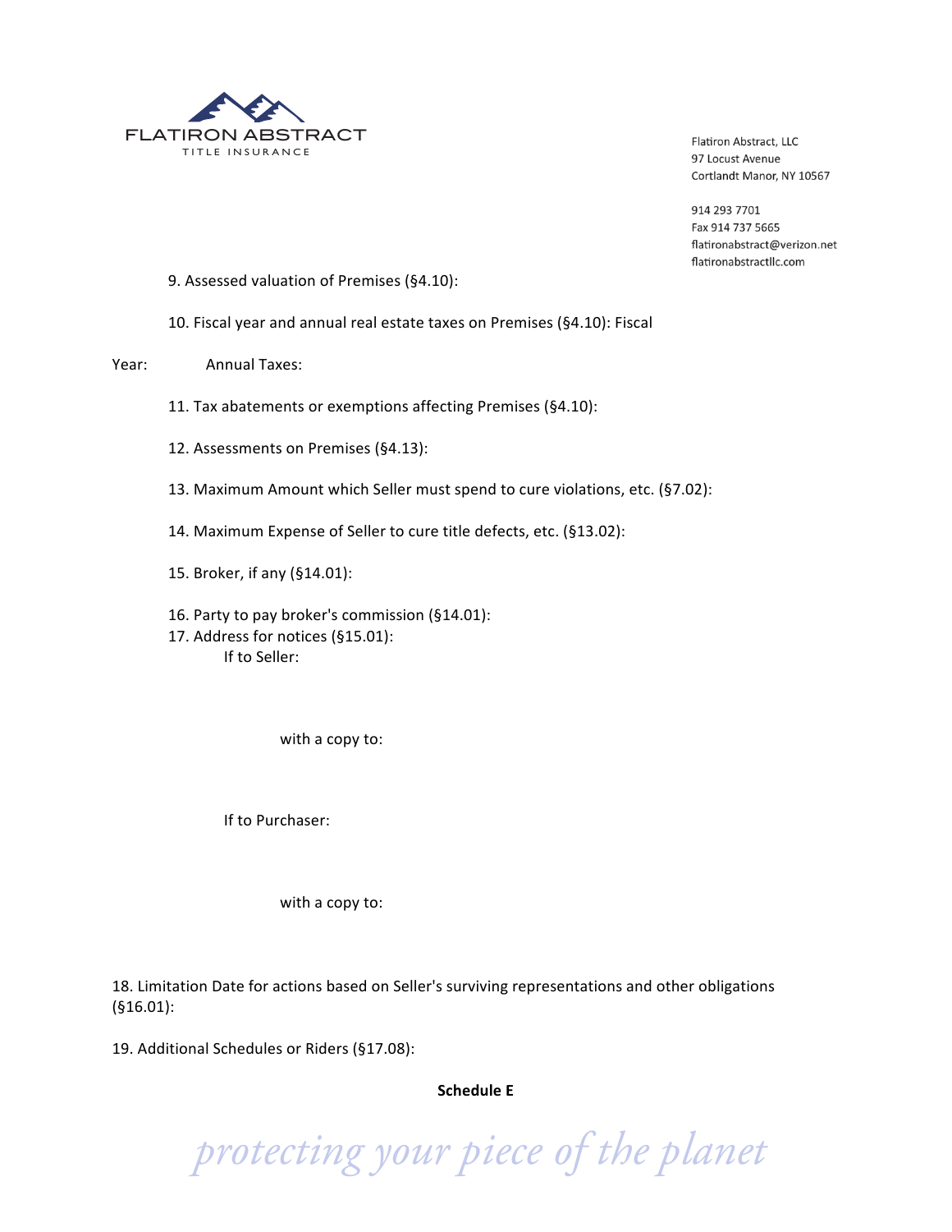9. Assessed valuation of Premises (§4.10):

10. Fiscal year and annual real estate taxes on Premises (§4.10): Fiscal

Year: Annual Taxes:

11. Tax abatements or exemptions affecting Premises (§4.10):

12. Assessments on Premises (§4.13):

13. Maximum Amount which Seller must spend to cure violations, etc. (§7.02):

14. Maximum Expense of Seller to cure title defects, etc. (§13.02):

15. Broker, if any (§14.01):

16. Party to pay broker's commission (§14.01):

17. Address for notices (§15.01):

If to Seller:

with a copy to:

If to Purchaser:

with a copy to:

18. Limitation Date for actions based on Seller's surviving representations and other obligations (§16.01):

19. Additional Schedules or Riders (§17.08):

**Schedule E**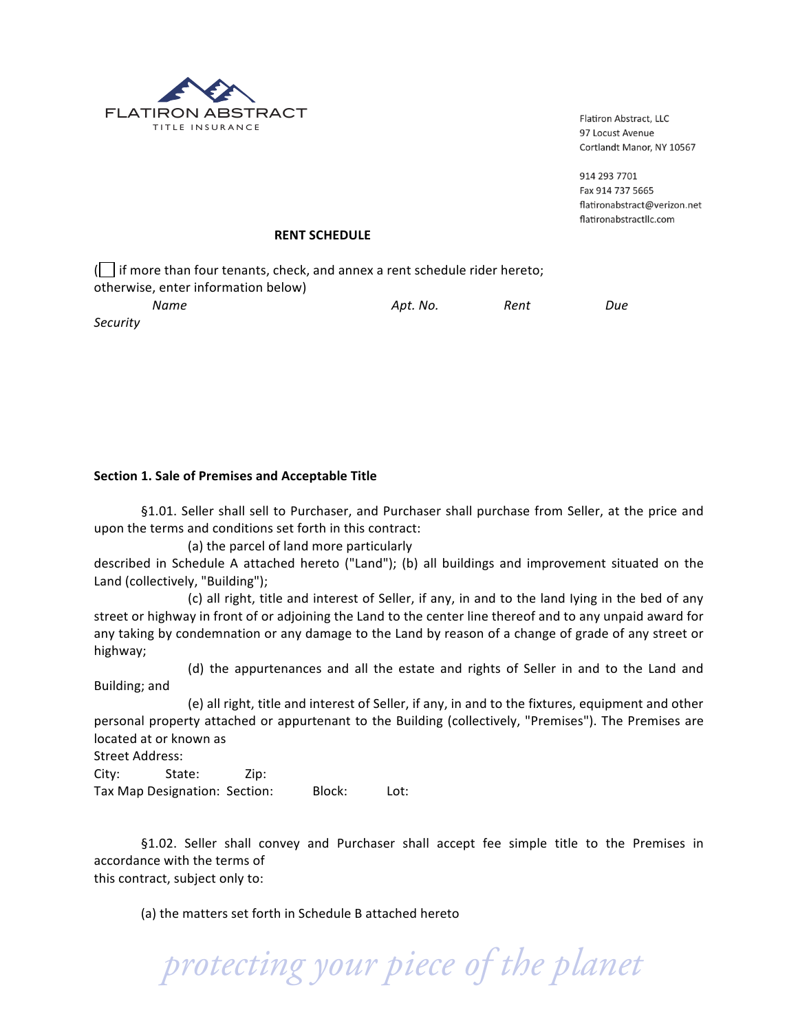## RENT SCHEDULE

(☐ if more than four tenants, check, and annex a rent schedule rider hereto; otherwise, enter information below)

| *Name* | *Apt. No.* | *Rent* | *Due* | *Security* |
|---|---|---|---|---|

### Section 1. Sale of Premises and Acceptable Title

§1.01. Seller shall sell to Purchaser, and Purchaser shall purchase from Seller, at the price and upon the terms and conditions set forth in this contract:

(a) the parcel of land more particularly described in Schedule A attached hereto ("Land"); (b) all buildings and improvement situated on the Land (collectively, "Building");

(c) all right, title and interest of Seller, if any, in and to the land lying in the bed of any street or highway in front of or adjoining the Land to the center line thereof and to any unpaid award for any taking by condemnation or any damage to the Land by reason of a change of grade of any street or highway;

(d) the appurtenances and all the estate and rights of Seller in and to the Land and Building; and

(e) all right, title and interest of Seller, if any, in and to the fixtures, equipment and other personal property attached or appurtenant to the Building (collectively, "Premises"). The Premises are located at or known as

Street Address:

City: State: Zip:

Tax Map Designation: Section: Block: Lot:

§1.02. Seller shall convey and Purchaser shall accept fee simple title to the Premises in accordance with the terms of this contract, subject only to:

(a) the matters set forth in Schedule B attached hereto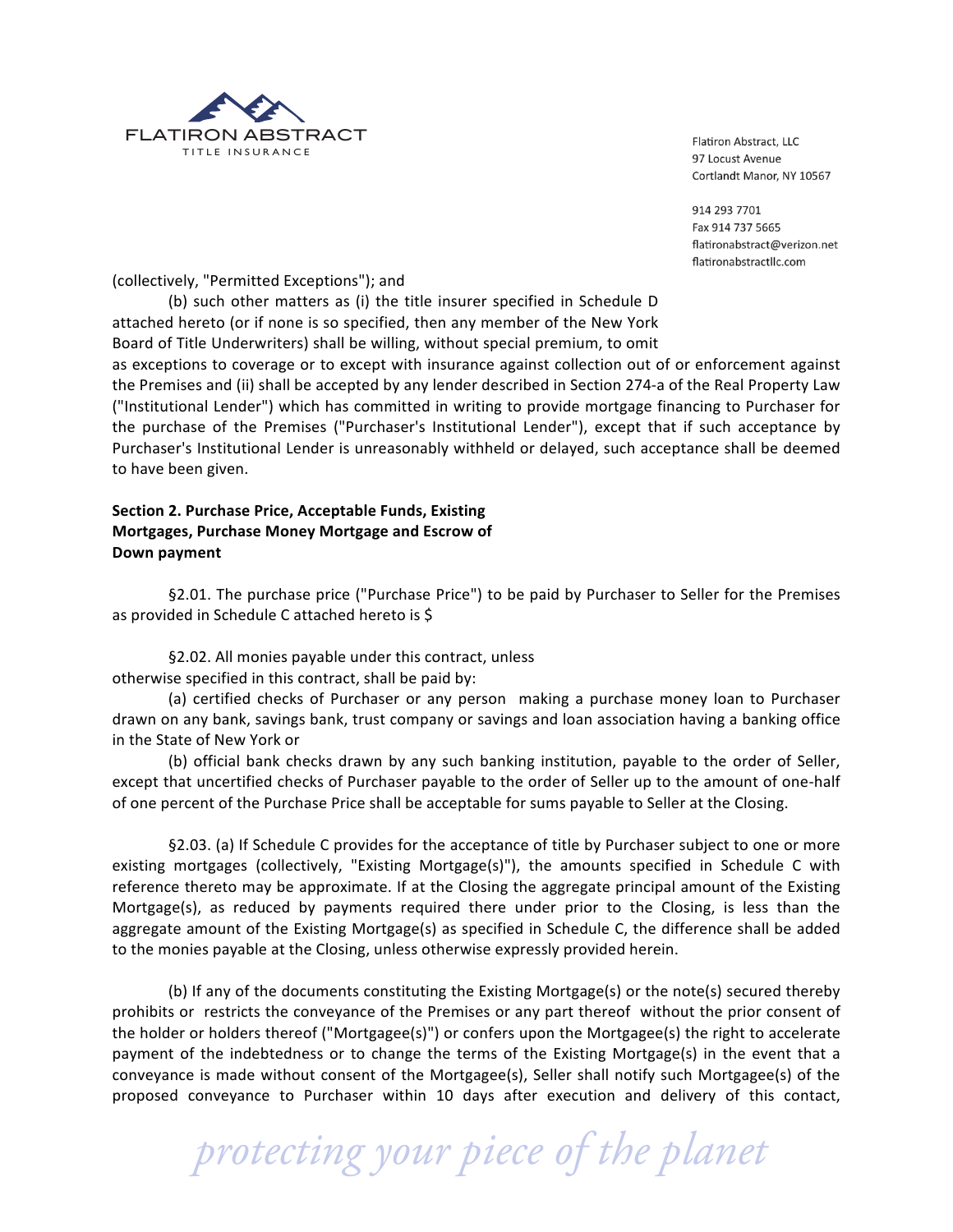(collectively, "Permitted Exceptions"); and

(b) such other matters as (i) the title insurer specified in Schedule D attached hereto (or if none is so specified, then any member of the New York Board of Title Underwriters) shall be willing, without special premium, to omit as exceptions to coverage or to except with insurance against collection out of or enforcement against the Premises and (ii) shall be accepted by any lender described in Section 274-a of the Real Property Law ("Institutional Lender") which has committed in writing to provide mortgage financing to Purchaser for the purchase of the Premises ("Purchaser's Institutional Lender"), except that if such acceptance by Purchaser's Institutional Lender is unreasonably withheld or delayed, such acceptance shall be deemed to have been given.

**Section 2. Purchase Price, Acceptable Funds, Existing Mortgages, Purchase Money Mortgage and Escrow of Down payment**

§2.01. The purchase price ("Purchase Price") to be paid by Purchaser to Seller for the Premises as provided in Schedule C attached hereto is $

§2.02. All monies payable under this contract, unless otherwise specified in this contract, shall be paid by:

(a) certified checks of Purchaser or any person making a purchase money loan to Purchaser drawn on any bank, savings bank, trust company or savings and loan association having a banking office in the State of New York or

(b) official bank checks drawn by any such banking institution, payable to the order of Seller, except that uncertified checks of Purchaser payable to the order of Seller up to the amount of one-half of one percent of the Purchase Price shall be acceptable for sums payable to Seller at the Closing.

§2.03. (a) If Schedule C provides for the acceptance of title by Purchaser subject to one or more existing mortgages (collectively, "Existing Mortgage(s)"), the amounts specified in Schedule C with reference thereto may be approximate. If at the Closing the aggregate principal amount of the Existing Mortgage(s), as reduced by payments required there under prior to the Closing, is less than the aggregate amount of the Existing Mortgage(s) as specified in Schedule C, the difference shall be added to the monies payable at the Closing, unless otherwise expressly provided herein.

(b) If any of the documents constituting the Existing Mortgage(s) or the note(s) secured thereby prohibits or restricts the conveyance of the Premises or any part thereof without the prior consent of the holder or holders thereof ("Mortgagee(s)") or confers upon the Mortgagee(s) the right to accelerate payment of the indebtedness or to change the terms of the Existing Mortgage(s) in the event that a conveyance is made without consent of the Mortgagee(s), Seller shall notify such Mortgagee(s) of the proposed conveyance to Purchaser within 10 days after execution and delivery of this contact,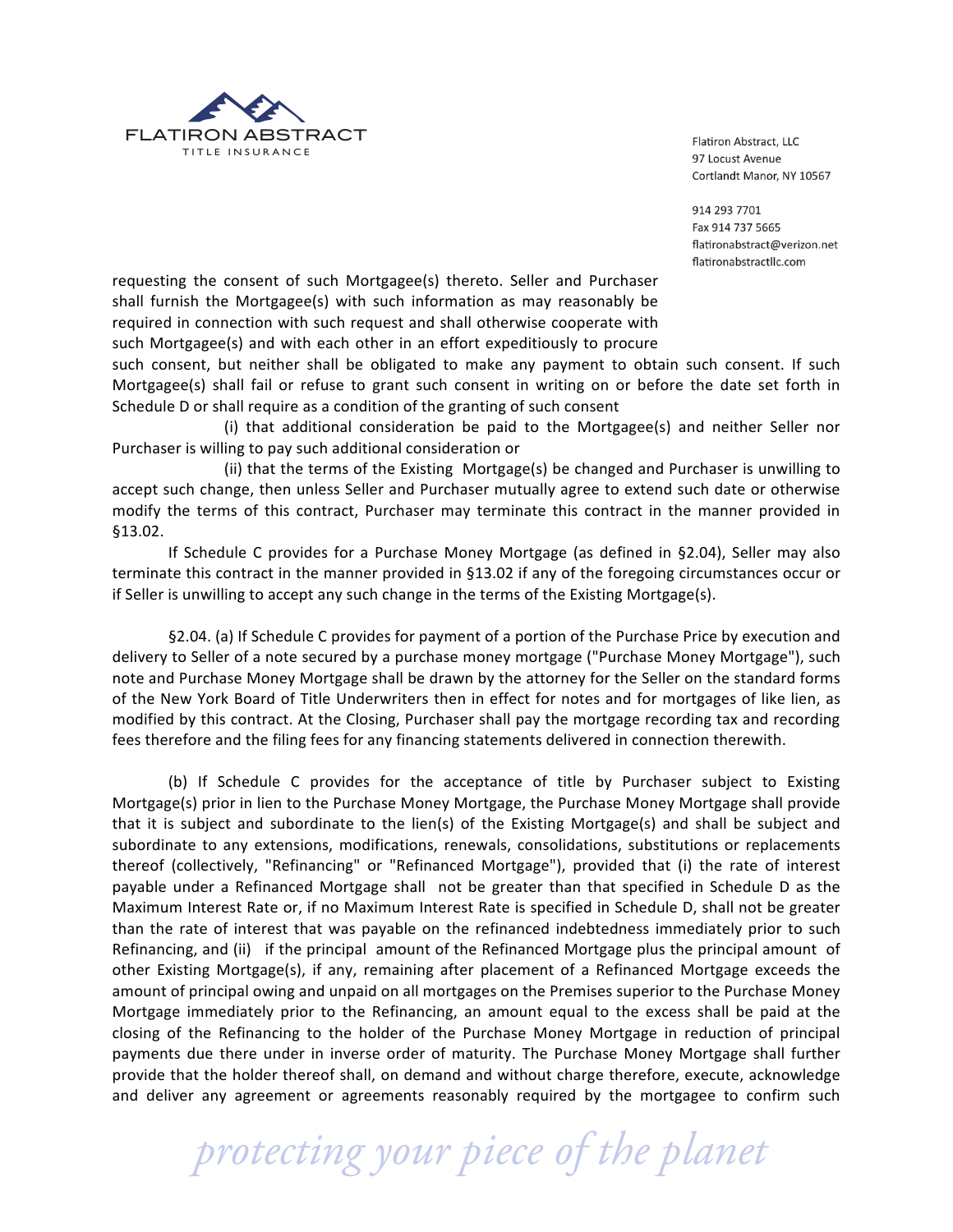requesting the consent of such Mortgagee(s) thereto. Seller and Purchaser shall furnish the Mortgagee(s) with such information as may reasonably be required in connection with such request and shall otherwise cooperate with such Mortgagee(s) and with each other in an effort expeditiously to procure such consent, but neither shall be obligated to make any payment to obtain such consent. If such Mortgagee(s) shall fail or refuse to grant such consent in writing on or before the date set forth in Schedule D or shall require as a condition of the granting of such consent

(i) that additional consideration be paid to the Mortgagee(s) and neither Seller nor Purchaser is willing to pay such additional consideration or

(ii) that the terms of the Existing Mortgage(s) be changed and Purchaser is unwilling to accept such change, then unless Seller and Purchaser mutually agree to extend such date or otherwise modify the terms of this contract, Purchaser may terminate this contract in the manner provided in §13.02.

If Schedule C provides for a Purchase Money Mortgage (as defined in §2.04), Seller may also terminate this contract in the manner provided in §13.02 if any of the foregoing circumstances occur or if Seller is unwilling to accept any such change in the terms of the Existing Mortgage(s).

§2.04. (a) If Schedule C provides for payment of a portion of the Purchase Price by execution and delivery to Seller of a note secured by a purchase money mortgage ("Purchase Money Mortgage"), such note and Purchase Money Mortgage shall be drawn by the attorney for the Seller on the standard forms of the New York Board of Title Underwriters then in effect for notes and for mortgages of like lien, as modified by this contract. At the Closing, Purchaser shall pay the mortgage recording tax and recording fees therefore and the filing fees for any financing statements delivered in connection therewith.

(b) If Schedule C provides for the acceptance of title by Purchaser subject to Existing Mortgage(s) prior in lien to the Purchase Money Mortgage, the Purchase Money Mortgage shall provide that it is subject and subordinate to the lien(s) of the Existing Mortgage(s) and shall be subject and subordinate to any extensions, modifications, renewals, consolidations, substitutions or replacements thereof (collectively, "Refinancing" or "Refinanced Mortgage"), provided that (i) the rate of interest payable under a Refinanced Mortgage shall not be greater than that specified in Schedule D as the Maximum Interest Rate or, if no Maximum Interest Rate is specified in Schedule D, shall not be greater than the rate of interest that was payable on the refinanced indebtedness immediately prior to such Refinancing, and (ii) if the principal amount of the Refinanced Mortgage plus the principal amount of other Existing Mortgage(s), if any, remaining after placement of a Refinanced Mortgage exceeds the amount of principal owing and unpaid on all mortgages on the Premises superior to the Purchase Money Mortgage immediately prior to the Refinancing, an amount equal to the excess shall be paid at the closing of the Refinancing to the holder of the Purchase Money Mortgage in reduction of principal payments due there under in inverse order of maturity. The Purchase Money Mortgage shall further provide that the holder thereof shall, on demand and without charge therefore, execute, acknowledge and deliver any agreement or agreements reasonably required by the mortgagee to confirm such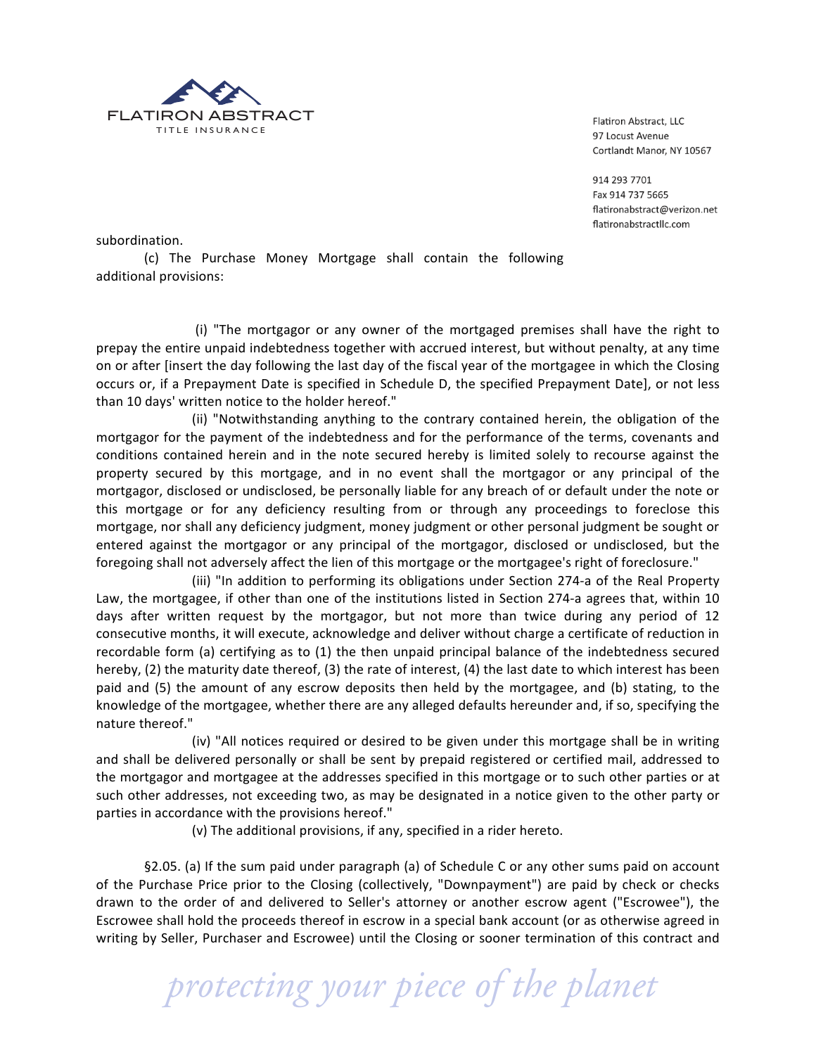subordination.

(c) The Purchase Money Mortgage shall contain the following additional provisions:

(i) "The mortgagor or any owner of the mortgaged premises shall have the right to prepay the entire unpaid indebtedness together with accrued interest, but without penalty, at any time on or after [insert the day following the last day of the fiscal year of the mortgagee in which the Closing occurs or, if a Prepayment Date is specified in Schedule D, the specified Prepayment Date], or not less than 10 days' written notice to the holder hereof."

(ii) "Notwithstanding anything to the contrary contained herein, the obligation of the mortgagor for the payment of the indebtedness and for the performance of the terms, covenants and conditions contained herein and in the note secured hereby is limited solely to recourse against the property secured by this mortgage, and in no event shall the mortgagor or any principal of the mortgagor, disclosed or undisclosed, be personally liable for any breach of or default under the note or this mortgage or for any deficiency resulting from or through any proceedings to foreclose this mortgage, nor shall any deficiency judgment, money judgment or other personal judgment be sought or entered against the mortgagor or any principal of the mortgagor, disclosed or undisclosed, but the foregoing shall not adversely affect the lien of this mortgage or the mortgagee's right of foreclosure."

(iii) "In addition to performing its obligations under Section 274-a of the Real Property Law, the mortgagee, if other than one of the institutions listed in Section 274-a agrees that, within 10 days after written request by the mortgagor, but not more than twice during any period of 12 consecutive months, it will execute, acknowledge and deliver without charge a certificate of reduction in recordable form (a) certifying as to (1) the then unpaid principal balance of the indebtedness secured hereby, (2) the maturity date thereof, (3) the rate of interest, (4) the last date to which interest has been paid and (5) the amount of any escrow deposits then held by the mortgagee, and (b) stating, to the knowledge of the mortgagee, whether there are any alleged defaults hereunder and, if so, specifying the nature thereof."

(iv) "All notices required or desired to be given under this mortgage shall be in writing and shall be delivered personally or shall be sent by prepaid registered or certified mail, addressed to the mortgagor and mortgagee at the addresses specified in this mortgage or to such other parties or at such other addresses, not exceeding two, as may be designated in a notice given to the other party or parties in accordance with the provisions hereof."

(v) The additional provisions, if any, specified in a rider hereto.

§2.05. (a) If the sum paid under paragraph (a) of Schedule C or any other sums paid on account of the Purchase Price prior to the Closing (collectively, "Downpayment") are paid by check or checks drawn to the order of and delivered to Seller's attorney or another escrow agent ("Escrowee"), the Escrowee shall hold the proceeds thereof in escrow in a special bank account (or as otherwise agreed in writing by Seller, Purchaser and Escrowee) until the Closing or sooner termination of this contract and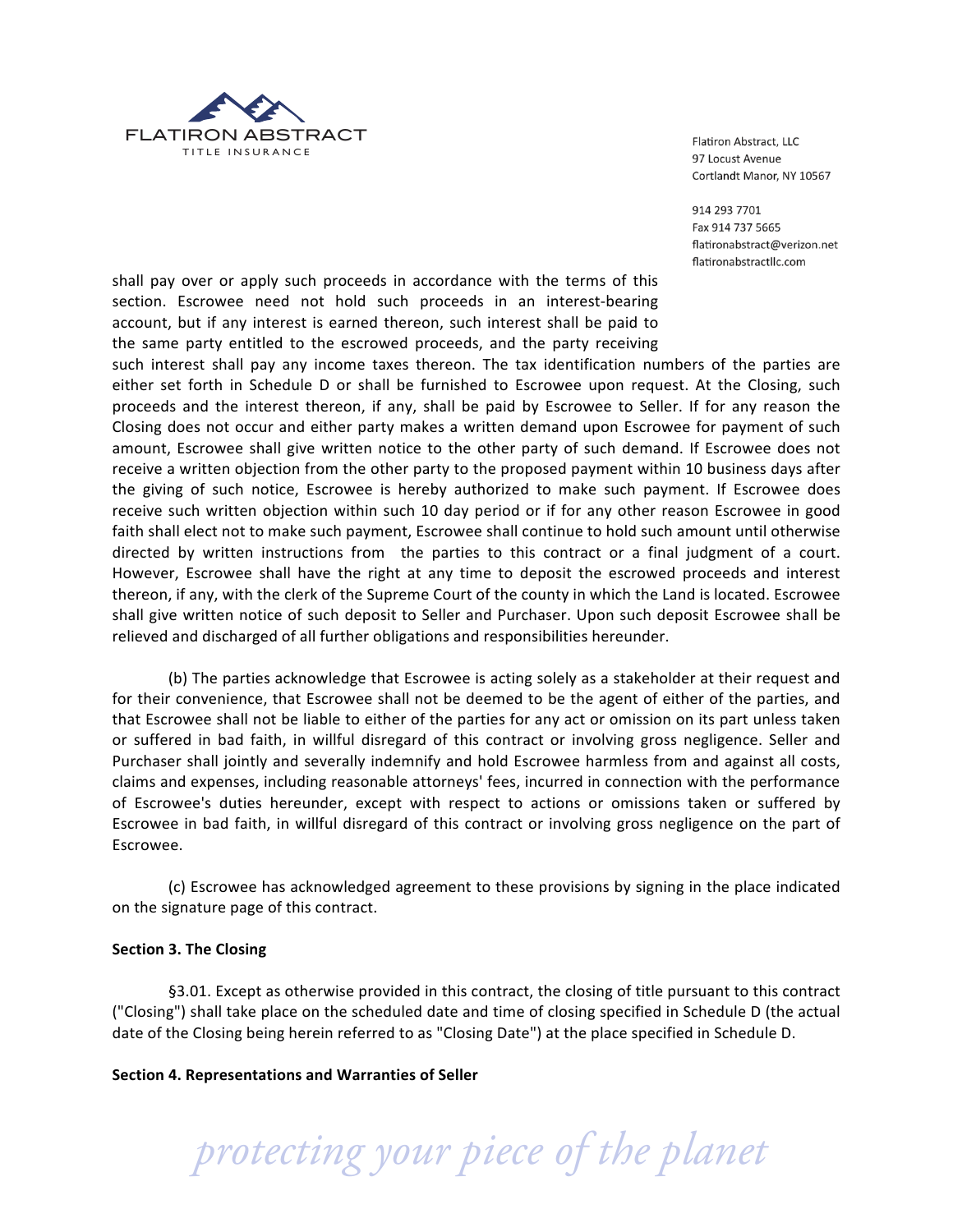shall pay over or apply such proceeds in accordance with the terms of this section. Escrowee need not hold such proceeds in an interest-bearing account, but if any interest is earned thereon, such interest shall be paid to the same party entitled to the escrowed proceeds, and the party receiving such interest shall pay any income taxes thereon. The tax identification numbers of the parties are either set forth in Schedule D or shall be furnished to Escrowee upon request. At the Closing, such proceeds and the interest thereon, if any, shall be paid by Escrowee to Seller. If for any reason the Closing does not occur and either party makes a written demand upon Escrowee for payment of such amount, Escrowee shall give written notice to the other party of such demand. If Escrowee does not receive a written objection from the other party to the proposed payment within 10 business days after the giving of such notice, Escrowee is hereby authorized to make such payment. If Escrowee does receive such written objection within such 10 day period or if for any other reason Escrowee in good faith shall elect not to make such payment, Escrowee shall continue to hold such amount until otherwise directed by written instructions from the parties to this contract or a final judgment of a court. However, Escrowee shall have the right at any time to deposit the escrowed proceeds and interest thereon, if any, with the clerk of the Supreme Court of the county in which the Land is located. Escrowee shall give written notice of such deposit to Seller and Purchaser. Upon such deposit Escrowee shall be relieved and discharged of all further obligations and responsibilities hereunder.

(b) The parties acknowledge that Escrowee is acting solely as a stakeholder at their request and for their convenience, that Escrowee shall not be deemed to be the agent of either of the parties, and that Escrowee shall not be liable to either of the parties for any act or omission on its part unless taken or suffered in bad faith, in willful disregard of this contract or involving gross negligence. Seller and Purchaser shall jointly and severally indemnify and hold Escrowee harmless from and against all costs, claims and expenses, including reasonable attorneys' fees, incurred in connection with the performance of Escrowee's duties hereunder, except with respect to actions or omissions taken or suffered by Escrowee in bad faith, in willful disregard of this contract or involving gross negligence on the part of Escrowee.

(c) Escrowee has acknowledged agreement to these provisions by signing in the place indicated on the signature page of this contract.

**Section 3. The Closing**

§3.01. Except as otherwise provided in this contract, the closing of title pursuant to this contract ("Closing") shall take place on the scheduled date and time of closing specified in Schedule D (the actual date of the Closing being herein referred to as "Closing Date") at the place specified in Schedule D.

**Section 4. Representations and Warranties of Seller**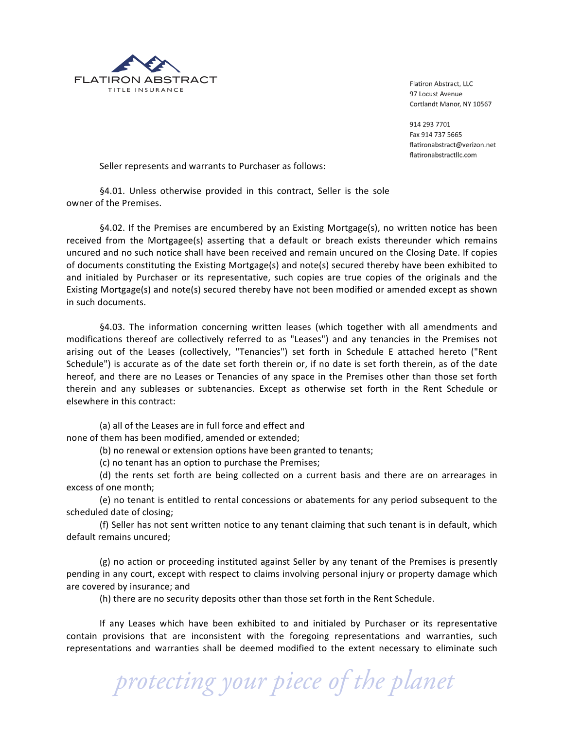Seller represents and warrants to Purchaser as follows:

§4.01. Unless otherwise provided in this contract, Seller is the sole owner of the Premises.

§4.02. If the Premises are encumbered by an Existing Mortgage(s), no written notice has been received from the Mortgagee(s) asserting that a default or breach exists thereunder which remains uncured and no such notice shall have been received and remain uncured on the Closing Date. If copies of documents constituting the Existing Mortgage(s) and note(s) secured thereby have been exhibited to and initialed by Purchaser or its representative, such copies are true copies of the originals and the Existing Mortgage(s) and note(s) secured thereby have not been modified or amended except as shown in such documents.

§4.03. The information concerning written leases (which together with all amendments and modifications thereof are collectively referred to as "Leases") and any tenancies in the Premises not arising out of the Leases (collectively, "Tenancies") set forth in Schedule E attached hereto ("Rent Schedule") is accurate as of the date set forth therein or, if no date is set forth therein, as of the date hereof, and there are no Leases or Tenancies of any space in the Premises other than those set forth therein and any subleases or subtenancies. Except as otherwise set forth in the Rent Schedule or elsewhere in this contract:

(a) all of the Leases are in full force and effect and none of them has been modified, amended or extended;

(b) no renewal or extension options have been granted to tenants;

(c) no tenant has an option to purchase the Premises;

(d) the rents set forth are being collected on a current basis and there are on arrearages in excess of one month;

(e) no tenant is entitled to rental concessions or abatements for any period subsequent to the scheduled date of closing;

(f) Seller has not sent written notice to any tenant claiming that such tenant is in default, which default remains uncured;

(g) no action or proceeding instituted against Seller by any tenant of the Premises is presently pending in any court, except with respect to claims involving personal injury or property damage which are covered by insurance; and

(h) there are no security deposits other than those set forth in the Rent Schedule.

If any Leases which have been exhibited to and initialed by Purchaser or its representative contain provisions that are inconsistent with the foregoing representations and warranties, such representations and warranties shall be deemed modified to the extent necessary to eliminate such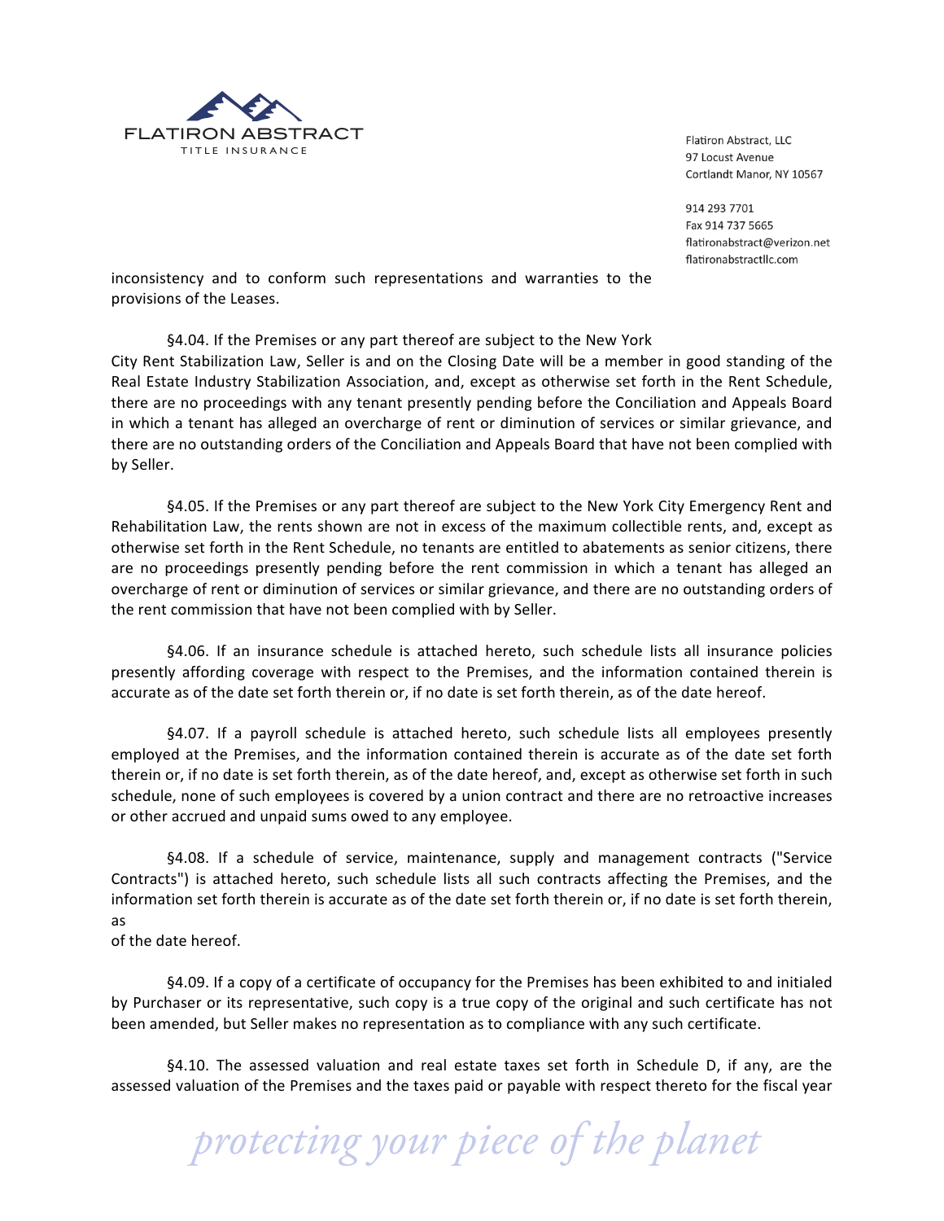inconsistency and to conform such representations and warranties to the provisions of the Leases.

§4.04. If the Premises or any part thereof are subject to the New York City Rent Stabilization Law, Seller is and on the Closing Date will be a member in good standing of the Real Estate Industry Stabilization Association, and, except as otherwise set forth in the Rent Schedule, there are no proceedings with any tenant presently pending before the Conciliation and Appeals Board in which a tenant has alleged an overcharge of rent or diminution of services or similar grievance, and there are no outstanding orders of the Conciliation and Appeals Board that have not been complied with by Seller.

§4.05. If the Premises or any part thereof are subject to the New York City Emergency Rent and Rehabilitation Law, the rents shown are not in excess of the maximum collectible rents, and, except as otherwise set forth in the Rent Schedule, no tenants are entitled to abatements as senior citizens, there are no proceedings presently pending before the rent commission in which a tenant has alleged an overcharge of rent or diminution of services or similar grievance, and there are no outstanding orders of the rent commission that have not been complied with by Seller.

§4.06. If an insurance schedule is attached hereto, such schedule lists all insurance policies presently affording coverage with respect to the Premises, and the information contained therein is accurate as of the date set forth therein or, if no date is set forth therein, as of the date hereof.

§4.07. If a payroll schedule is attached hereto, such schedule lists all employees presently employed at the Premises, and the information contained therein is accurate as of the date set forth therein or, if no date is set forth therein, as of the date hereof, and, except as otherwise set forth in such schedule, none of such employees is covered by a union contract and there are no retroactive increases or other accrued and unpaid sums owed to any employee.

§4.08. If a schedule of service, maintenance, supply and management contracts ("Service Contracts") is attached hereto, such schedule lists all such contracts affecting the Premises, and the information set forth therein is accurate as of the date set forth therein or, if no date is set forth therein, as of the date hereof.

§4.09. If a copy of a certificate of occupancy for the Premises has been exhibited to and initialed by Purchaser or its representative, such copy is a true copy of the original and such certificate has not been amended, but Seller makes no representation as to compliance with any such certificate.

§4.10. The assessed valuation and real estate taxes set forth in Schedule D, if any, are the assessed valuation of the Premises and the taxes paid or payable with respect thereto for the fiscal year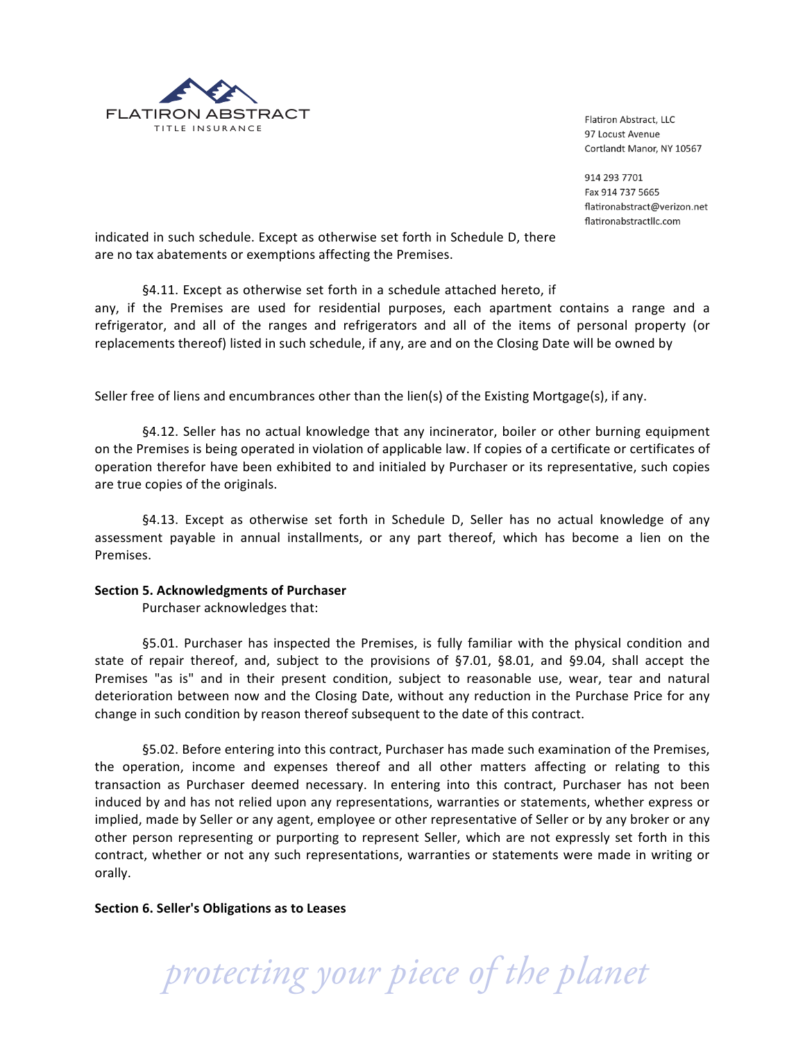indicated in such schedule. Except as otherwise set forth in Schedule D, there are no tax abatements or exemptions affecting the Premises.

§4.11. Except as otherwise set forth in a schedule attached hereto, if any, if the Premises are used for residential purposes, each apartment contains a range and a refrigerator, and all of the ranges and refrigerators and all of the items of personal property (or replacements thereof) listed in such schedule, if any, are and on the Closing Date will be owned by Seller free of liens and encumbrances other than the lien(s) of the Existing Mortgage(s), if any.

§4.12. Seller has no actual knowledge that any incinerator, boiler or other burning equipment on the Premises is being operated in violation of applicable law. If copies of a certificate or certificates of operation therefor have been exhibited to and initialed by Purchaser or its representative, such copies are true copies of the originals.

§4.13. Except as otherwise set forth in Schedule D, Seller has no actual knowledge of any assessment payable in annual installments, or any part thereof, which has become a lien on the Premises.

**Section 5. Acknowledgments of Purchaser**

Purchaser acknowledges that:

§5.01. Purchaser has inspected the Premises, is fully familiar with the physical condition and state of repair thereof, and, subject to the provisions of §7.01, §8.01, and §9.04, shall accept the Premises "as is" and in their present condition, subject to reasonable use, wear, tear and natural deterioration between now and the Closing Date, without any reduction in the Purchase Price for any change in such condition by reason thereof subsequent to the date of this contract.

§5.02. Before entering into this contract, Purchaser has made such examination of the Premises, the operation, income and expenses thereof and all other matters affecting or relating to this transaction as Purchaser deemed necessary. In entering into this contract, Purchaser has not been induced by and has not relied upon any representations, warranties or statements, whether express or implied, made by Seller or any agent, employee or other representative of Seller or by any broker or any other person representing or purporting to represent Seller, which are not expressly set forth in this contract, whether or not any such representations, warranties or statements were made in writing or orally.

**Section 6. Seller's Obligations as to Leases**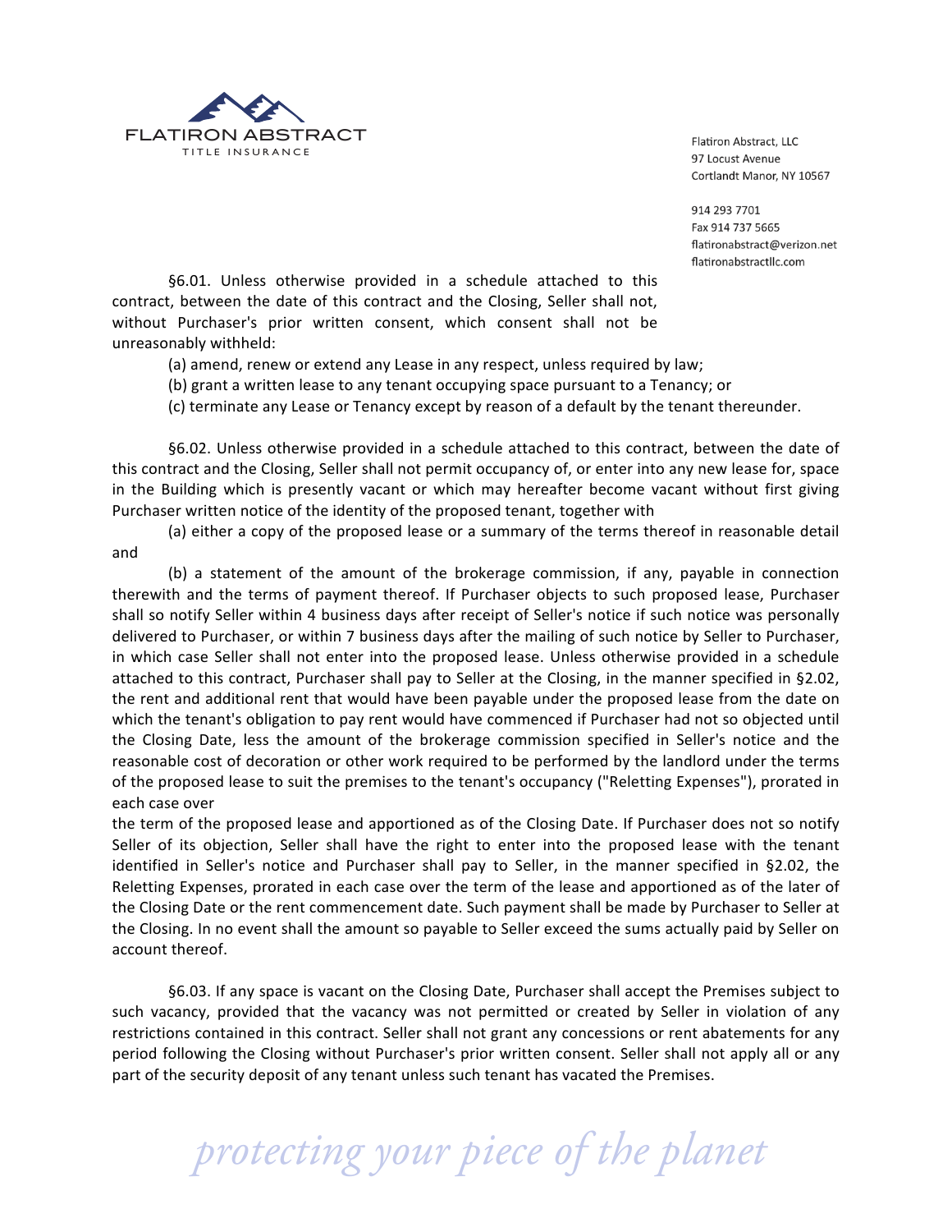§6.01. Unless otherwise provided in a schedule attached to this contract, between the date of this contract and the Closing, Seller shall not, without Purchaser's prior written consent, which consent shall not be unreasonably withheld:

(a) amend, renew or extend any Lease in any respect, unless required by law;

(b) grant a written lease to any tenant occupying space pursuant to a Tenancy; or

(c) terminate any Lease or Tenancy except by reason of a default by the tenant thereunder.

§6.02. Unless otherwise provided in a schedule attached to this contract, between the date of this contract and the Closing, Seller shall not permit occupancy of, or enter into any new lease for, space in the Building which is presently vacant or which may hereafter become vacant without first giving Purchaser written notice of the identity of the proposed tenant, together with

(a) either a copy of the proposed lease or a summary of the terms thereof in reasonable detail and

(b) a statement of the amount of the brokerage commission, if any, payable in connection therewith and the terms of payment thereof. If Purchaser objects to such proposed lease, Purchaser shall so notify Seller within 4 business days after receipt of Seller's notice if such notice was personally delivered to Purchaser, or within 7 business days after the mailing of such notice by Seller to Purchaser, in which case Seller shall not enter into the proposed lease. Unless otherwise provided in a schedule attached to this contract, Purchaser shall pay to Seller at the Closing, in the manner specified in §2.02, the rent and additional rent that would have been payable under the proposed lease from the date on which the tenant's obligation to pay rent would have commenced if Purchaser had not so objected until the Closing Date, less the amount of the brokerage commission specified in Seller's notice and the reasonable cost of decoration or other work required to be performed by the landlord under the terms of the proposed lease to suit the premises to the tenant's occupancy ("Reletting Expenses"), prorated in each case over the term of the proposed lease and apportioned as of the Closing Date. If Purchaser does not so notify Seller of its objection, Seller shall have the right to enter into the proposed lease with the tenant identified in Seller's notice and Purchaser shall pay to Seller, in the manner specified in §2.02, the Reletting Expenses, prorated in each case over the term of the lease and apportioned as of the later of the Closing Date or the rent commencement date. Such payment shall be made by Purchaser to Seller at the Closing. In no event shall the amount so payable to Seller exceed the sums actually paid by Seller on account thereof.

§6.03. If any space is vacant on the Closing Date, Purchaser shall accept the Premises subject to such vacancy, provided that the vacancy was not permitted or created by Seller in violation of any restrictions contained in this contract. Seller shall not grant any concessions or rent abatements for any period following the Closing without Purchaser's prior written consent. Seller shall not apply all or any part of the security deposit of any tenant unless such tenant has vacated the Premises.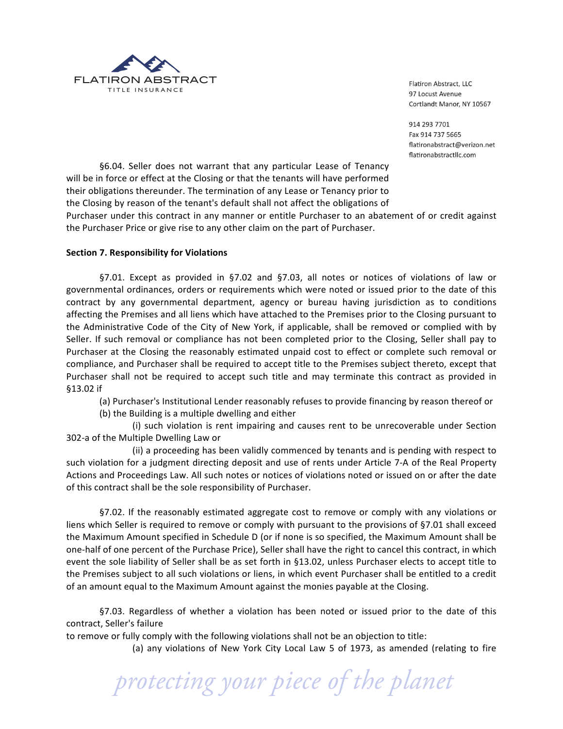§6.04. Seller does not warrant that any particular Lease of Tenancy will be in force or effect at the Closing or that the tenants will have performed their obligations thereunder. The termination of any Lease or Tenancy prior to the Closing by reason of the tenant's default shall not affect the obligations of Purchaser under this contract in any manner or entitle Purchaser to an abatement of or credit against the Purchaser Price or give rise to any other claim on the part of Purchaser.

**Section 7. Responsibility for Violations**

§7.01. Except as provided in §7.02 and §7.03, all notes or notices of violations of law or governmental ordinances, orders or requirements which were noted or issued prior to the date of this contract by any governmental department, agency or bureau having jurisdiction as to conditions affecting the Premises and all liens which have attached to the Premises prior to the Closing pursuant to the Administrative Code of the City of New York, if applicable, shall be removed or complied with by Seller. If such removal or compliance has not been completed prior to the Closing, Seller shall pay to Purchaser at the Closing the reasonably estimated unpaid cost to effect or complete such removal or compliance, and Purchaser shall be required to accept title to the Premises subject thereto, except that Purchaser shall not be required to accept such title and may terminate this contract as provided in §13.02 if

(a) Purchaser's Institutional Lender reasonably refuses to provide financing by reason thereof or

(b) the Building is a multiple dwelling and either

(i) such violation is rent impairing and causes rent to be unrecoverable under Section 302-a of the Multiple Dwelling Law or

(ii) a proceeding has been validly commenced by tenants and is pending with respect to such violation for a judgment directing deposit and use of rents under Article 7-A of the Real Property Actions and Proceedings Law. All such notes or notices of violations noted or issued on or after the date of this contract shall be the sole responsibility of Purchaser.

§7.02. If the reasonably estimated aggregate cost to remove or comply with any violations or liens which Seller is required to remove or comply with pursuant to the provisions of §7.01 shall exceed the Maximum Amount specified in Schedule D (or if none is so specified, the Maximum Amount shall be one-half of one percent of the Purchase Price), Seller shall have the right to cancel this contract, in which event the sole liability of Seller shall be as set forth in §13.02, unless Purchaser elects to accept title to the Premises subject to all such violations or liens, in which event Purchaser shall be entitled to a credit of an amount equal to the Maximum Amount against the monies payable at the Closing.

§7.03. Regardless of whether a violation has been noted or issued prior to the date of this contract, Seller's failure to remove or fully comply with the following violations shall not be an objection to title:

(a) any violations of New York City Local Law 5 of 1973, as amended (relating to fire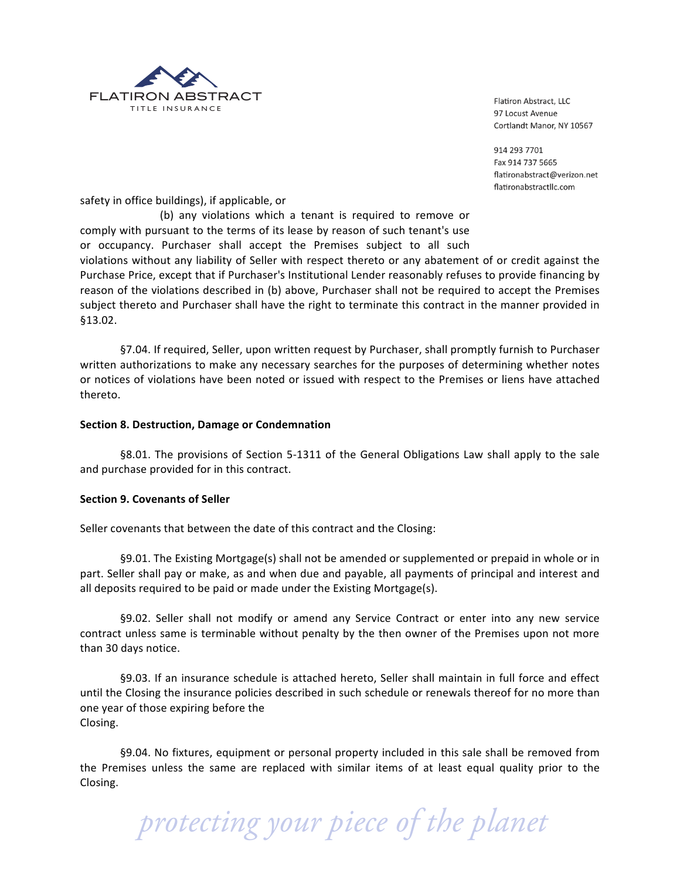safety in office buildings), if applicable, or

(b) any violations which a tenant is required to remove or comply with pursuant to the terms of its lease by reason of such tenant's use or occupancy. Purchaser shall accept the Premises subject to all such violations without any liability of Seller with respect thereto or any abatement of or credit against the Purchase Price, except that if Purchaser's Institutional Lender reasonably refuses to provide financing by reason of the violations described in (b) above, Purchaser shall not be required to accept the Premises subject thereto and Purchaser shall have the right to terminate this contract in the manner provided in §13.02.

§7.04. If required, Seller, upon written request by Purchaser, shall promptly furnish to Purchaser written authorizations to make any necessary searches for the purposes of determining whether notes or notices of violations have been noted or issued with respect to the Premises or liens have attached thereto.

**Section 8. Destruction, Damage or Condemnation**

§8.01. The provisions of Section 5-1311 of the General Obligations Law shall apply to the sale and purchase provided for in this contract.

**Section 9. Covenants of Seller**

Seller covenants that between the date of this contract and the Closing:

§9.01. The Existing Mortgage(s) shall not be amended or supplemented or prepaid in whole or in part. Seller shall pay or make, as and when due and payable, all payments of principal and interest and all deposits required to be paid or made under the Existing Mortgage(s).

§9.02. Seller shall not modify or amend any Service Contract or enter into any new service contract unless same is terminable without penalty by the then owner of the Premises upon not more than 30 days notice.

§9.03. If an insurance schedule is attached hereto, Seller shall maintain in full force and effect until the Closing the insurance policies described in such schedule or renewals thereof for no more than one year of those expiring before the Closing.

§9.04. No fixtures, equipment or personal property included in this sale shall be removed from the Premises unless the same are replaced with similar items of at least equal quality prior to the Closing.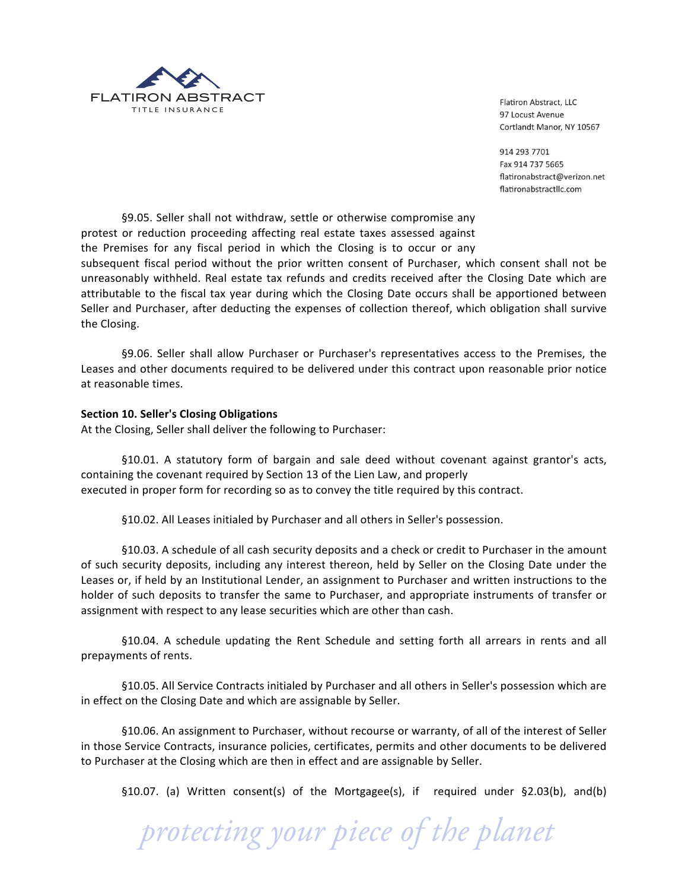§9.05. Seller shall not withdraw, settle or otherwise compromise any protest or reduction proceeding affecting real estate taxes assessed against the Premises for any fiscal period in which the Closing is to occur or any subsequent fiscal period without the prior written consent of Purchaser, which consent shall not be unreasonably withheld. Real estate tax refunds and credits received after the Closing Date which are attributable to the fiscal tax year during which the Closing Date occurs shall be apportioned between Seller and Purchaser, after deducting the expenses of collection thereof, which obligation shall survive the Closing.

§9.06. Seller shall allow Purchaser or Purchaser's representatives access to the Premises, the Leases and other documents required to be delivered under this contract upon reasonable prior notice at reasonable times.

**Section 10. Seller's Closing Obligations**

At the Closing, Seller shall deliver the following to Purchaser:

§10.01. A statutory form of bargain and sale deed without covenant against grantor's acts, containing the covenant required by Section 13 of the Lien Law, and properly executed in proper form for recording so as to convey the title required by this contract.

§10.02. All Leases initialed by Purchaser and all others in Seller's possession.

§10.03. A schedule of all cash security deposits and a check or credit to Purchaser in the amount of such security deposits, including any interest thereon, held by Seller on the Closing Date under the Leases or, if held by an Institutional Lender, an assignment to Purchaser and written instructions to the holder of such deposits to transfer the same to Purchaser, and appropriate instruments of transfer or assignment with respect to any lease securities which are other than cash.

§10.04. A schedule updating the Rent Schedule and setting forth all arrears in rents and all prepayments of rents.

§10.05. All Service Contracts initialed by Purchaser and all others in Seller's possession which are in effect on the Closing Date and which are assignable by Seller.

§10.06. An assignment to Purchaser, without recourse or warranty, of all of the interest of Seller in those Service Contracts, insurance policies, certificates, permits and other documents to be delivered to Purchaser at the Closing which are then in effect and are assignable by Seller.

§10.07. (a) Written consent(s) of the Mortgagee(s), if required under §2.03(b), and(b)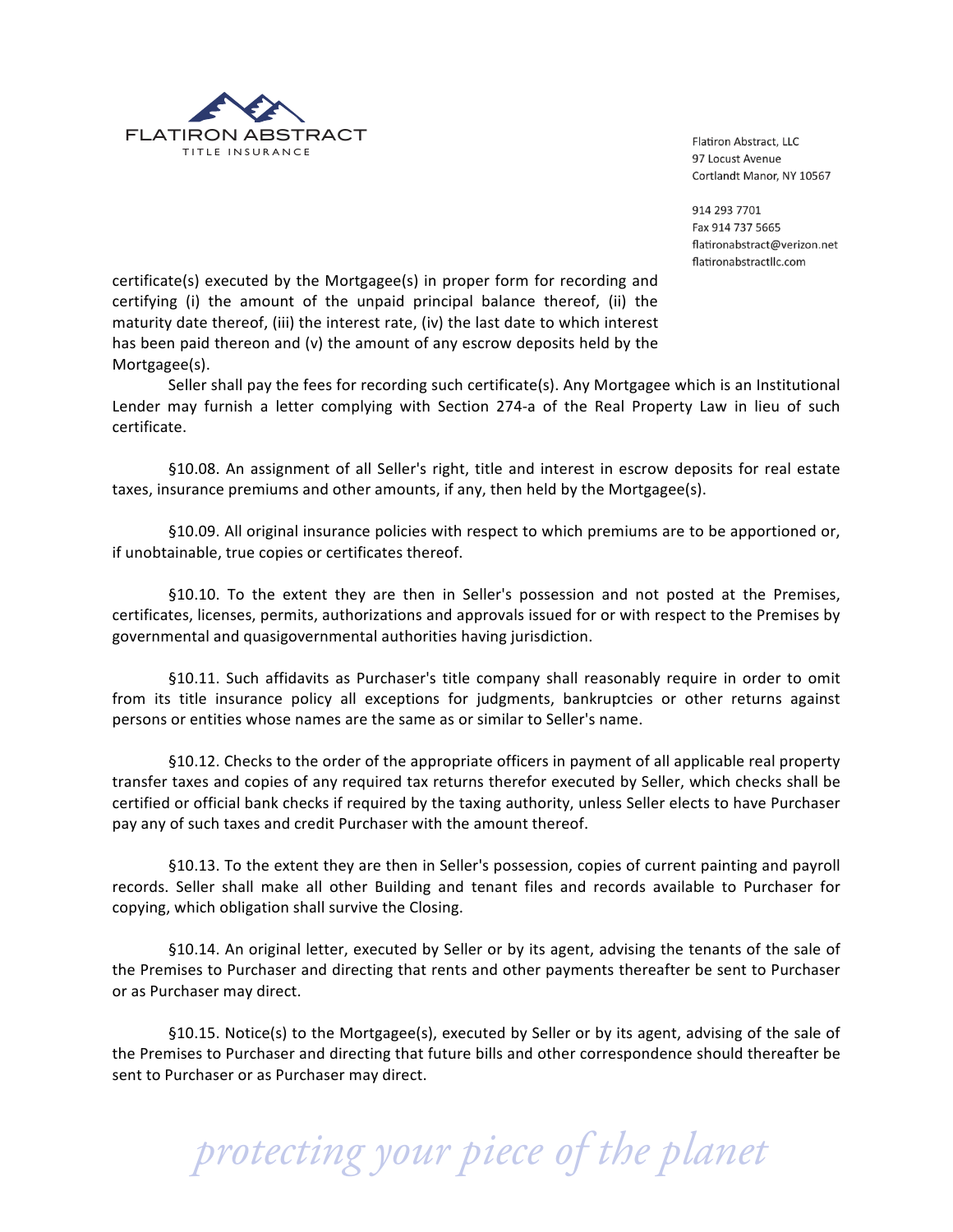certificate(s) executed by the Mortgagee(s) in proper form for recording and certifying (i) the amount of the unpaid principal balance thereof, (ii) the maturity date thereof, (iii) the interest rate, (iv) the last date to which interest has been paid thereon and (v) the amount of any escrow deposits held by the Mortgagee(s).

Seller shall pay the fees for recording such certificate(s). Any Mortgagee which is an Institutional Lender may furnish a letter complying with Section 274-a of the Real Property Law in lieu of such certificate.

§10.08. An assignment of all Seller's right, title and interest in escrow deposits for real estate taxes, insurance premiums and other amounts, if any, then held by the Mortgagee(s).

§10.09. All original insurance policies with respect to which premiums are to be apportioned or, if unobtainable, true copies or certificates thereof.

§10.10. To the extent they are then in Seller's possession and not posted at the Premises, certificates, licenses, permits, authorizations and approvals issued for or with respect to the Premises by governmental and quasigovernmental authorities having jurisdiction.

§10.11. Such affidavits as Purchaser's title company shall reasonably require in order to omit from its title insurance policy all exceptions for judgments, bankruptcies or other returns against persons or entities whose names are the same as or similar to Seller's name.

§10.12. Checks to the order of the appropriate officers in payment of all applicable real property transfer taxes and copies of any required tax returns therefor executed by Seller, which checks shall be certified or official bank checks if required by the taxing authority, unless Seller elects to have Purchaser pay any of such taxes and credit Purchaser with the amount thereof.

§10.13. To the extent they are then in Seller's possession, copies of current painting and payroll records. Seller shall make all other Building and tenant files and records available to Purchaser for copying, which obligation shall survive the Closing.

§10.14. An original letter, executed by Seller or by its agent, advising the tenants of the sale of the Premises to Purchaser and directing that rents and other payments thereafter be sent to Purchaser or as Purchaser may direct.

§10.15. Notice(s) to the Mortgagee(s), executed by Seller or by its agent, advising of the sale of the Premises to Purchaser and directing that future bills and other correspondence should thereafter be sent to Purchaser or as Purchaser may direct.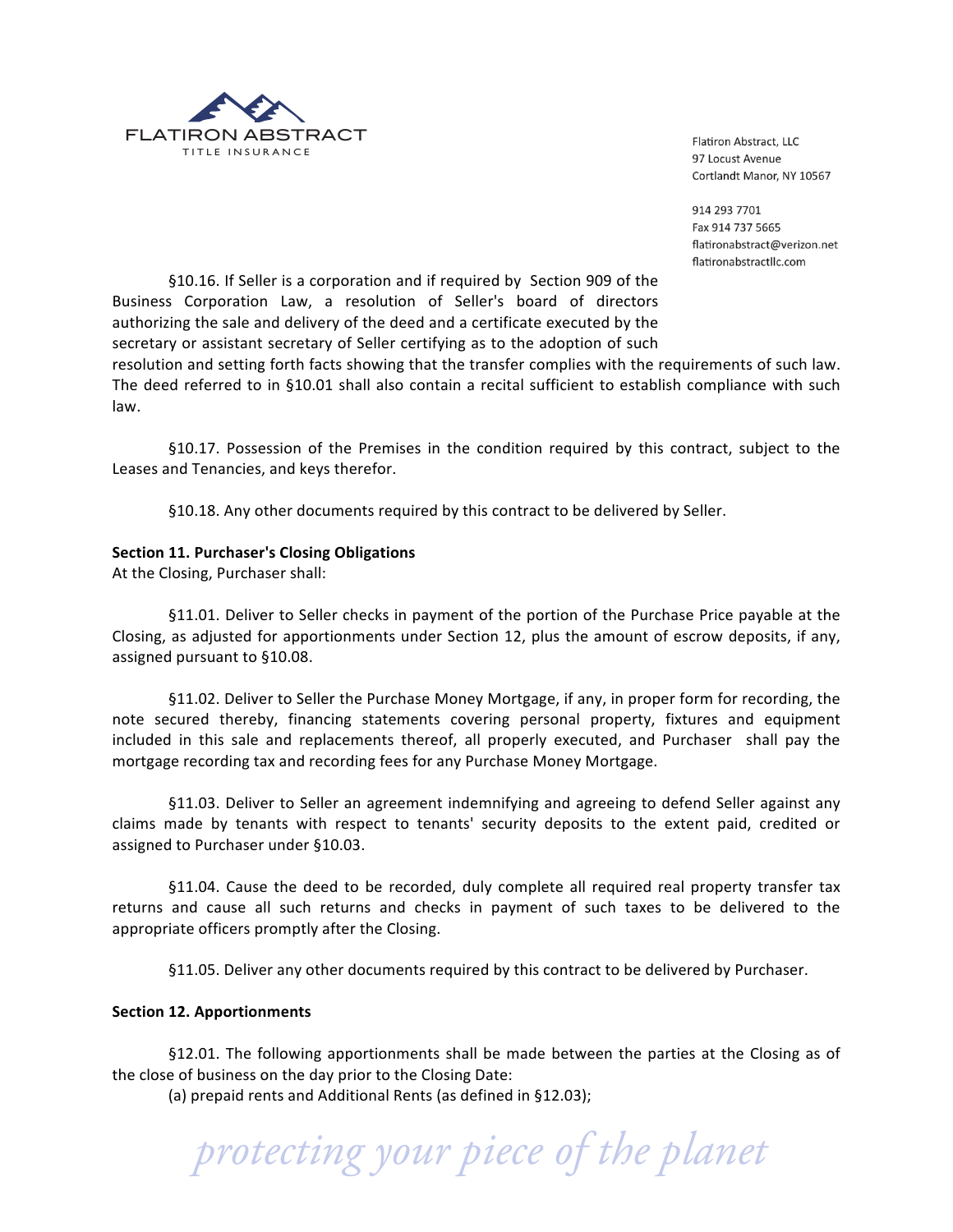§10.16. If Seller is a corporation and if required by Section 909 of the Business Corporation Law, a resolution of Seller's board of directors authorizing the sale and delivery of the deed and a certificate executed by the secretary or assistant secretary of Seller certifying as to the adoption of such resolution and setting forth facts showing that the transfer complies with the requirements of such law. The deed referred to in §10.01 shall also contain a recital sufficient to establish compliance with such law.

§10.17. Possession of the Premises in the condition required by this contract, subject to the Leases and Tenancies, and keys therefor.

§10.18. Any other documents required by this contract to be delivered by Seller.

**Section 11. Purchaser's Closing Obligations**

At the Closing, Purchaser shall:

§11.01. Deliver to Seller checks in payment of the portion of the Purchase Price payable at the Closing, as adjusted for apportionments under Section 12, plus the amount of escrow deposits, if any, assigned pursuant to §10.08.

§11.02. Deliver to Seller the Purchase Money Mortgage, if any, in proper form for recording, the note secured thereby, financing statements covering personal property, fixtures and equipment included in this sale and replacements thereof, all properly executed, and Purchaser shall pay the mortgage recording tax and recording fees for any Purchase Money Mortgage.

§11.03. Deliver to Seller an agreement indemnifying and agreeing to defend Seller against any claims made by tenants with respect to tenants' security deposits to the extent paid, credited or assigned to Purchaser under §10.03.

§11.04. Cause the deed to be recorded, duly complete all required real property transfer tax returns and cause all such returns and checks in payment of such taxes to be delivered to the appropriate officers promptly after the Closing.

§11.05. Deliver any other documents required by this contract to be delivered by Purchaser.

**Section 12. Apportionments**

§12.01. The following apportionments shall be made between the parties at the Closing as of the close of business on the day prior to the Closing Date:

(a) prepaid rents and Additional Rents (as defined in §12.03);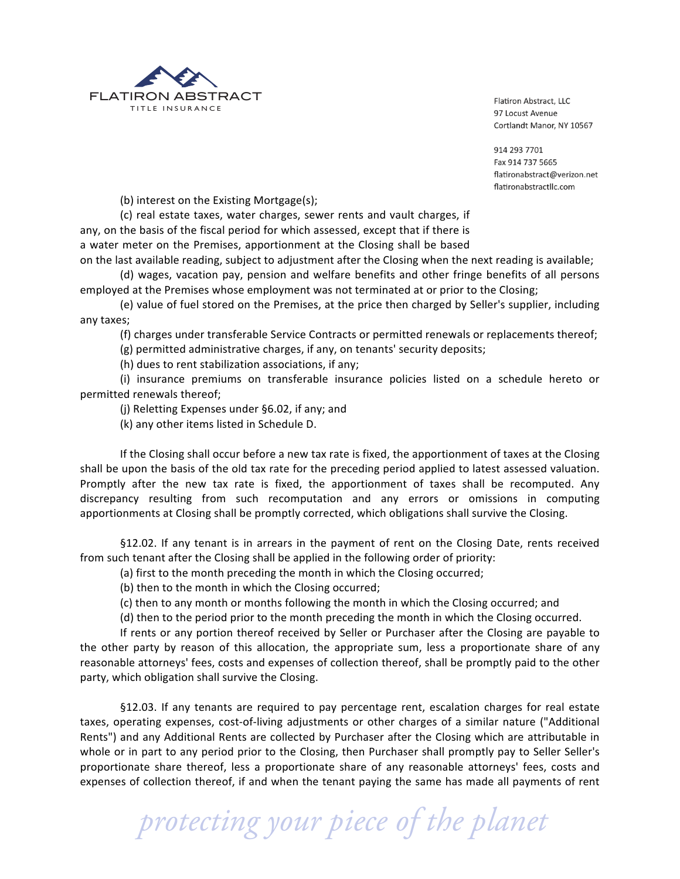(b) interest on the Existing Mortgage(s);

(c) real estate taxes, water charges, sewer rents and vault charges, if any, on the basis of the fiscal period for which assessed, except that if there is a water meter on the Premises, apportionment at the Closing shall be based on the last available reading, subject to adjustment after the Closing when the next reading is available;

(d) wages, vacation pay, pension and welfare benefits and other fringe benefits of all persons employed at the Premises whose employment was not terminated at or prior to the Closing;

(e) value of fuel stored on the Premises, at the price then charged by Seller's supplier, including any taxes;

(f) charges under transferable Service Contracts or permitted renewals or replacements thereof;

(g) permitted administrative charges, if any, on tenants' security deposits;

(h) dues to rent stabilization associations, if any;

(i) insurance premiums on transferable insurance policies listed on a schedule hereto or permitted renewals thereof;

(j) Reletting Expenses under §6.02, if any; and

(k) any other items listed in Schedule D.

If the Closing shall occur before a new tax rate is fixed, the apportionment of taxes at the Closing shall be upon the basis of the old tax rate for the preceding period applied to latest assessed valuation. Promptly after the new tax rate is fixed, the apportionment of taxes shall be recomputed. Any discrepancy resulting from such recomputation and any errors or omissions in computing apportionments at Closing shall be promptly corrected, which obligations shall survive the Closing.

§12.02. If any tenant is in arrears in the payment of rent on the Closing Date, rents received from such tenant after the Closing shall be applied in the following order of priority:

(a) first to the month preceding the month in which the Closing occurred;

(b) then to the month in which the Closing occurred;

(c) then to any month or months following the month in which the Closing occurred; and

(d) then to the period prior to the month preceding the month in which the Closing occurred.

If rents or any portion thereof received by Seller or Purchaser after the Closing are payable to the other party by reason of this allocation, the appropriate sum, less a proportionate share of any reasonable attorneys' fees, costs and expenses of collection thereof, shall be promptly paid to the other party, which obligation shall survive the Closing.

§12.03. If any tenants are required to pay percentage rent, escalation charges for real estate taxes, operating expenses, cost-of-living adjustments or other charges of a similar nature ("Additional Rents") and any Additional Rents are collected by Purchaser after the Closing which are attributable in whole or in part to any period prior to the Closing, then Purchaser shall promptly pay to Seller Seller's proportionate share thereof, less a proportionate share of any reasonable attorneys' fees, costs and expenses of collection thereof, if and when the tenant paying the same has made all payments of rent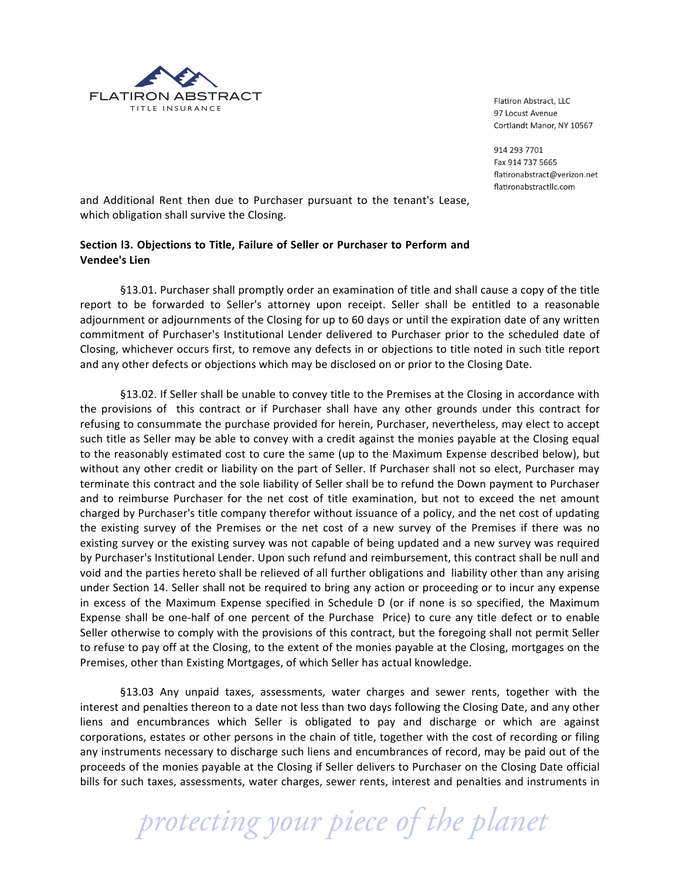and Additional Rent then due to Purchaser pursuant to the tenant's Lease, which obligation shall survive the Closing.

**Section l3. Objections to Title, Failure of Seller or Purchaser to Perform and Vendee's Lien**

§13.01. Purchaser shall promptly order an examination of title and shall cause a copy of the title report to be forwarded to Seller's attorney upon receipt. Seller shall be entitled to a reasonable adjournment or adjournments of the Closing for up to 60 days or until the expiration date of any written commitment of Purchaser's Institutional Lender delivered to Purchaser prior to the scheduled date of Closing, whichever occurs first, to remove any defects in or objections to title noted in such title report and any other defects or objections which may be disclosed on or prior to the Closing Date.

§13.02. If Seller shall be unable to convey title to the Premises at the Closing in accordance with the provisions of this contract or if Purchaser shall have any other grounds under this contract for refusing to consummate the purchase provided for herein, Purchaser, nevertheless, may elect to accept such title as Seller may be able to convey with a credit against the monies payable at the Closing equal to the reasonably estimated cost to cure the same (up to the Maximum Expense described below), but without any other credit or liability on the part of Seller. If Purchaser shall not so elect, Purchaser may terminate this contract and the sole liability of Seller shall be to refund the Down payment to Purchaser and to reimburse Purchaser for the net cost of title examination, but not to exceed the net amount charged by Purchaser's title company therefor without issuance of a policy, and the net cost of updating the existing survey of the Premises or the net cost of a new survey of the Premises if there was no existing survey or the existing survey was not capable of being updated and a new survey was required by Purchaser's Institutional Lender. Upon such refund and reimbursement, this contract shall be null and void and the parties hereto shall be relieved of all further obligations and liability other than any arising under Section 14. Seller shall not be required to bring any action or proceeding or to incur any expense in excess of the Maximum Expense specified in Schedule D (or if none is so specified, the Maximum Expense shall be one-half of one percent of the Purchase Price) to cure any title defect or to enable Seller otherwise to comply with the provisions of this contract, but the foregoing shall not permit Seller to refuse to pay off at the Closing, to the extent of the monies payable at the Closing, mortgages on the Premises, other than Existing Mortgages, of which Seller has actual knowledge.

§13.03 Any unpaid taxes, assessments, water charges and sewer rents, together with the interest and penalties thereon to a date not less than two days following the Closing Date, and any other liens and encumbrances which Seller is obligated to pay and discharge or which are against corporations, estates or other persons in the chain of title, together with the cost of recording or filing any instruments necessary to discharge such liens and encumbrances of record, may be paid out of the proceeds of the monies payable at the Closing if Seller delivers to Purchaser on the Closing Date official bills for such taxes, assessments, water charges, sewer rents, interest and penalties and instruments in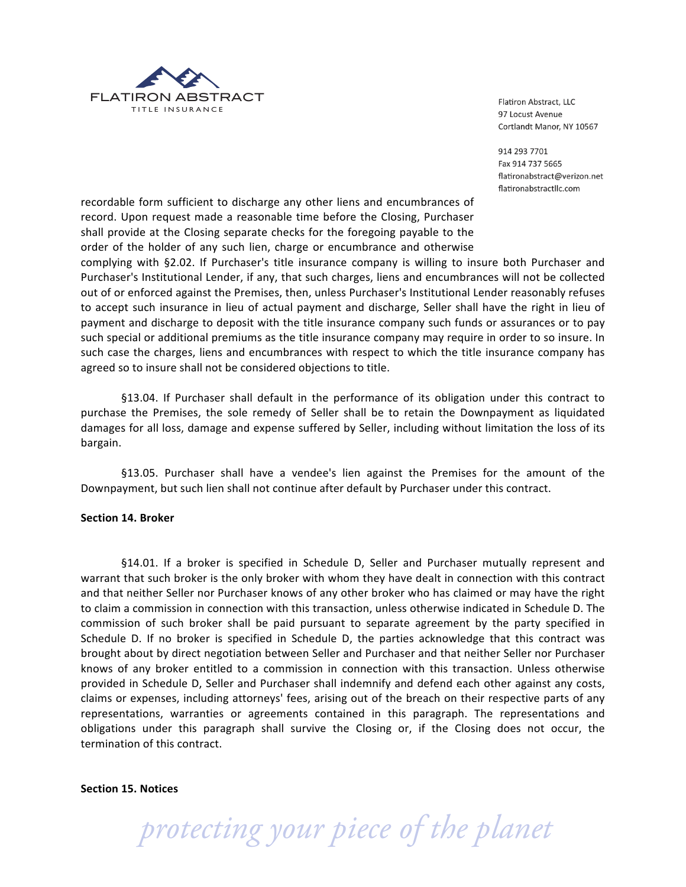recordable form sufficient to discharge any other liens and encumbrances of record. Upon request made a reasonable time before the Closing, Purchaser shall provide at the Closing separate checks for the foregoing payable to the order of the holder of any such lien, charge or encumbrance and otherwise complying with §2.02. If Purchaser's title insurance company is willing to insure both Purchaser and Purchaser's Institutional Lender, if any, that such charges, liens and encumbrances will not be collected out of or enforced against the Premises, then, unless Purchaser's Institutional Lender reasonably refuses to accept such insurance in lieu of actual payment and discharge, Seller shall have the right in lieu of payment and discharge to deposit with the title insurance company such funds or assurances or to pay such special or additional premiums as the title insurance company may require in order to so insure. In such case the charges, liens and encumbrances with respect to which the title insurance company has agreed so to insure shall not be considered objections to title.

§13.04. If Purchaser shall default in the performance of its obligation under this contract to purchase the Premises, the sole remedy of Seller shall be to retain the Downpayment as liquidated damages for all loss, damage and expense suffered by Seller, including without limitation the loss of its bargain.

§13.05. Purchaser shall have a vendee's lien against the Premises for the amount of the Downpayment, but such lien shall not continue after default by Purchaser under this contract.

**Section 14. Broker**

§14.01. If a broker is specified in Schedule D, Seller and Purchaser mutually represent and warrant that such broker is the only broker with whom they have dealt in connection with this contract and that neither Seller nor Purchaser knows of any other broker who has claimed or may have the right to claim a commission in connection with this transaction, unless otherwise indicated in Schedule D. The commission of such broker shall be paid pursuant to separate agreement by the party specified in Schedule D. If no broker is specified in Schedule D, the parties acknowledge that this contract was brought about by direct negotiation between Seller and Purchaser and that neither Seller nor Purchaser knows of any broker entitled to a commission in connection with this transaction. Unless otherwise provided in Schedule D, Seller and Purchaser shall indemnify and defend each other against any costs, claims or expenses, including attorneys' fees, arising out of the breach on their respective parts of any representations, warranties or agreements contained in this paragraph. The representations and obligations under this paragraph shall survive the Closing or, if the Closing does not occur, the termination of this contract.

**Section 15. Notices**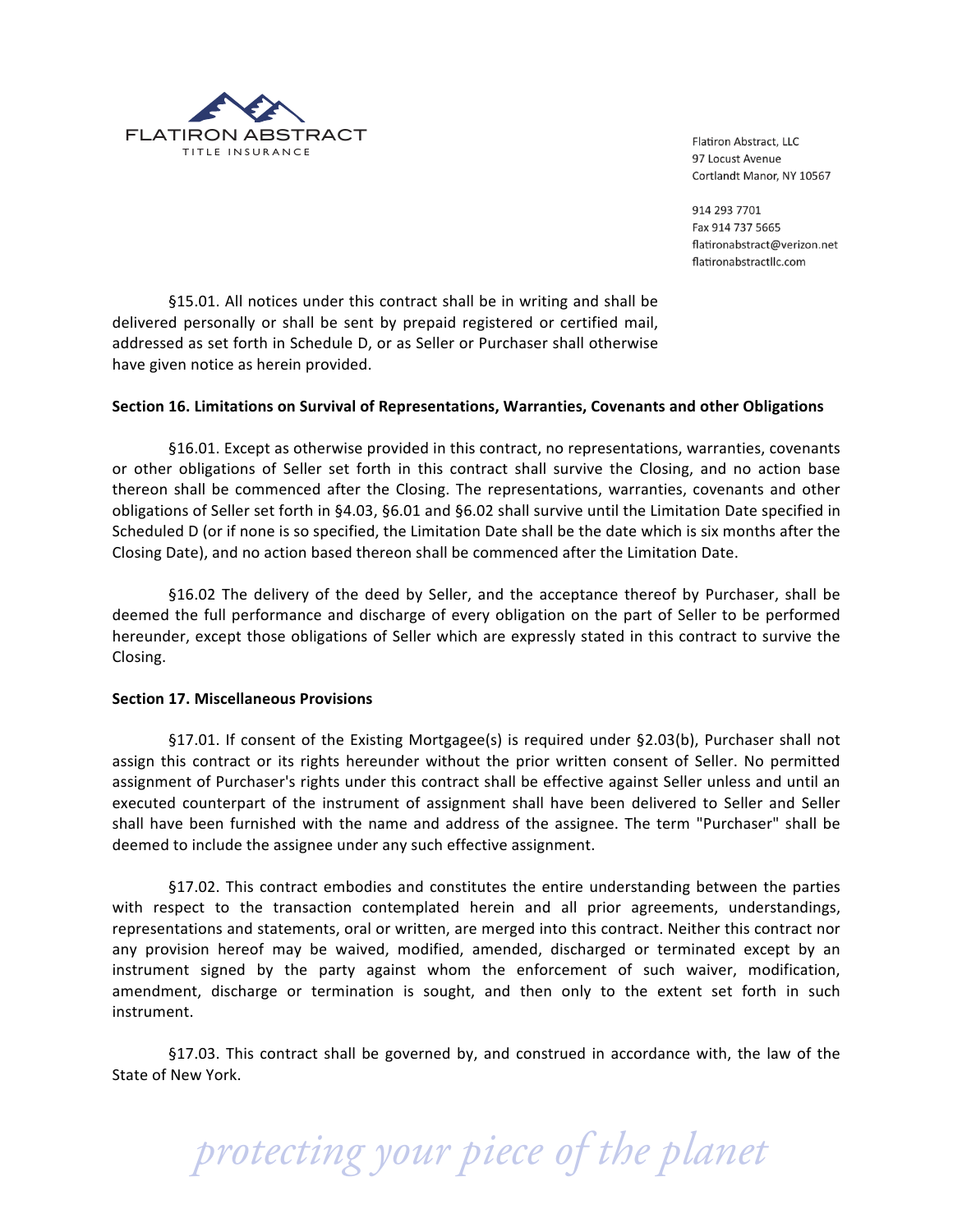§15.01. All notices under this contract shall be in writing and shall be delivered personally or shall be sent by prepaid registered or certified mail, addressed as set forth in Schedule D, or as Seller or Purchaser shall otherwise have given notice as herein provided.

**Section 16. Limitations on Survival of Representations, Warranties, Covenants and other Obligations**

§16.01. Except as otherwise provided in this contract, no representations, warranties, covenants or other obligations of Seller set forth in this contract shall survive the Closing, and no action base thereon shall be commenced after the Closing. The representations, warranties, covenants and other obligations of Seller set forth in §4.03, §6.01 and §6.02 shall survive until the Limitation Date specified in Scheduled D (or if none is so specified, the Limitation Date shall be the date which is six months after the Closing Date), and no action based thereon shall be commenced after the Limitation Date.

§16.02 The delivery of the deed by Seller, and the acceptance thereof by Purchaser, shall be deemed the full performance and discharge of every obligation on the part of Seller to be performed hereunder, except those obligations of Seller which are expressly stated in this contract to survive the Closing.

**Section 17. Miscellaneous Provisions**

§17.01. If consent of the Existing Mortgagee(s) is required under §2.03(b), Purchaser shall not assign this contract or its rights hereunder without the prior written consent of Seller. No permitted assignment of Purchaser's rights under this contract shall be effective against Seller unless and until an executed counterpart of the instrument of assignment shall have been delivered to Seller and Seller shall have been furnished with the name and address of the assignee. The term "Purchaser" shall be deemed to include the assignee under any such effective assignment.

§17.02. This contract embodies and constitutes the entire understanding between the parties with respect to the transaction contemplated herein and all prior agreements, understandings, representations and statements, oral or written, are merged into this contract. Neither this contract nor any provision hereof may be waived, modified, amended, discharged or terminated except by an instrument signed by the party against whom the enforcement of such waiver, modification, amendment, discharge or termination is sought, and then only to the extent set forth in such instrument.

§17.03. This contract shall be governed by, and construed in accordance with, the law of the State of New York.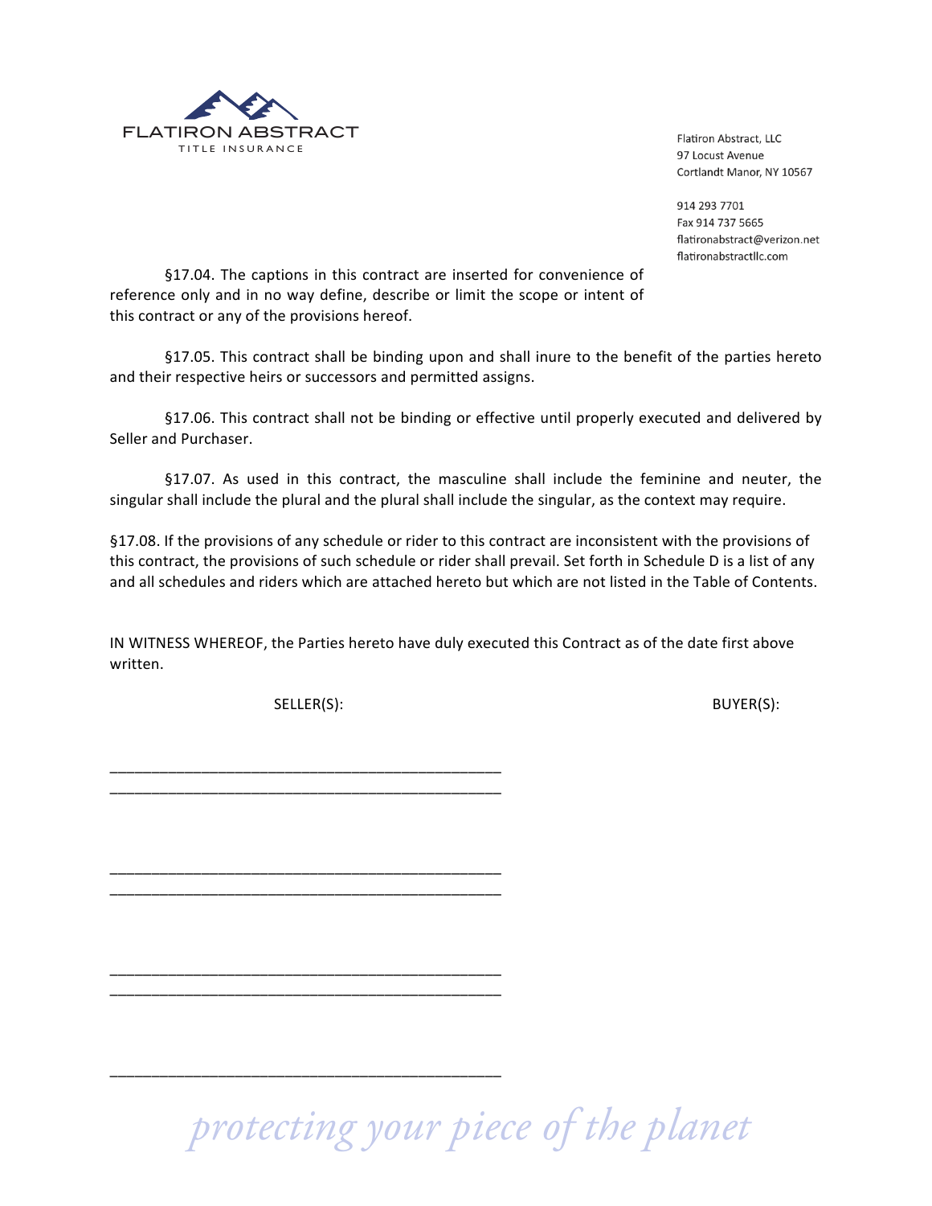§17.04. The captions in this contract are inserted for convenience of reference only and in no way define, describe or limit the scope or intent of this contract or any of the provisions hereof.

§17.05. This contract shall be binding upon and shall inure to the benefit of the parties hereto and their respective heirs or successors and permitted assigns.

§17.06. This contract shall not be binding or effective until properly executed and delivered by Seller and Purchaser.

§17.07. As used in this contract, the masculine shall include the feminine and neuter, the singular shall include the plural and the plural shall include the singular, as the context may require.

§17.08. If the provisions of any schedule or rider to this contract are inconsistent with the provisions of this contract, the provisions of such schedule or rider shall prevail. Set forth in Schedule D is a list of any and all schedules and riders which are attached hereto but which are not listed in the Table of Contents.

IN WITNESS WHEREOF, the Parties hereto have duly executed this Contract as of the date first above written.

SELLER(S): BUYER(S):

_______________________________________________
_______________________________________________

_______________________________________________
_______________________________________________

_______________________________________________
_______________________________________________

_______________________________________________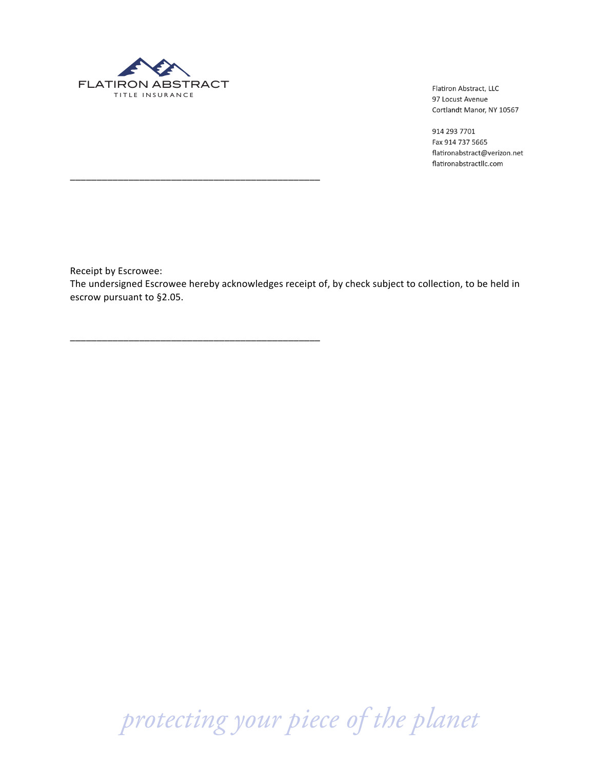FLATIRON ABSTRACT

TITLE INSURANCE

Flatiron Abstract, LLC
97 Locust Avenue
Cortlandt Manor, NY 10567

914 293 7701
Fax 914 737 5665
flatironabstract@verizon.net
flatironabstractllc.com

_______________________________________________

Receipt by Escrowee:
The undersigned Escrowee hereby acknowledges receipt of, by check subject to collection, to be held in escrow pursuant to §2.05.

_______________________________________________

*protecting your piece of the planet*